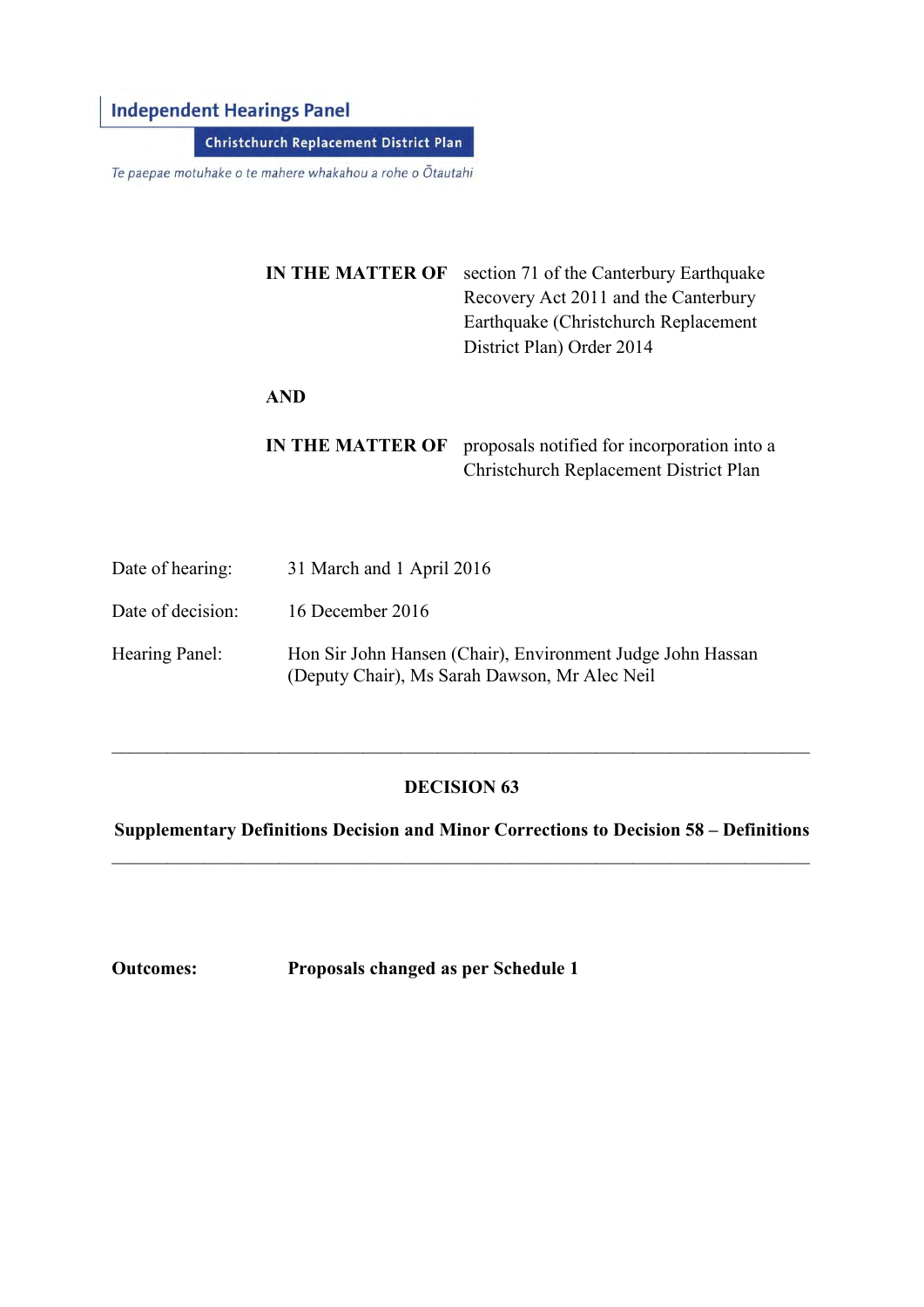**Independent Hearings Panel**

**Christchurch Replacement District Plan**

*Te paepae motuhake o te mahere whakahou a rohe o Ōtautahi*

| | |
|---|---|
| **IN THE MATTER OF** | section 71 of the Canterbury Earthquake Recovery Act 2011 and the Canterbury Earthquake (Christchurch Replacement District Plan) Order 2014 |
| **AND** | |
| **IN THE MATTER OF** | proposals notified for incorporation into a Christchurch Replacement District Plan |

| | |
|---|---|
| Date of hearing: | 31 March and 1 April 2016 |
| Date of decision: | 16 December 2016 |
| Hearing Panel: | Hon Sir John Hansen (Chair), Environment Judge John Hassan (Deputy Chair), Ms Sarah Dawson, Mr Alec Neil |

---

# DECISION 63

## Supplementary Definitions Decision and Minor Corrections to Decision 58 – Definitions

---

**Outcomes:** **Proposals changed as per Schedule 1**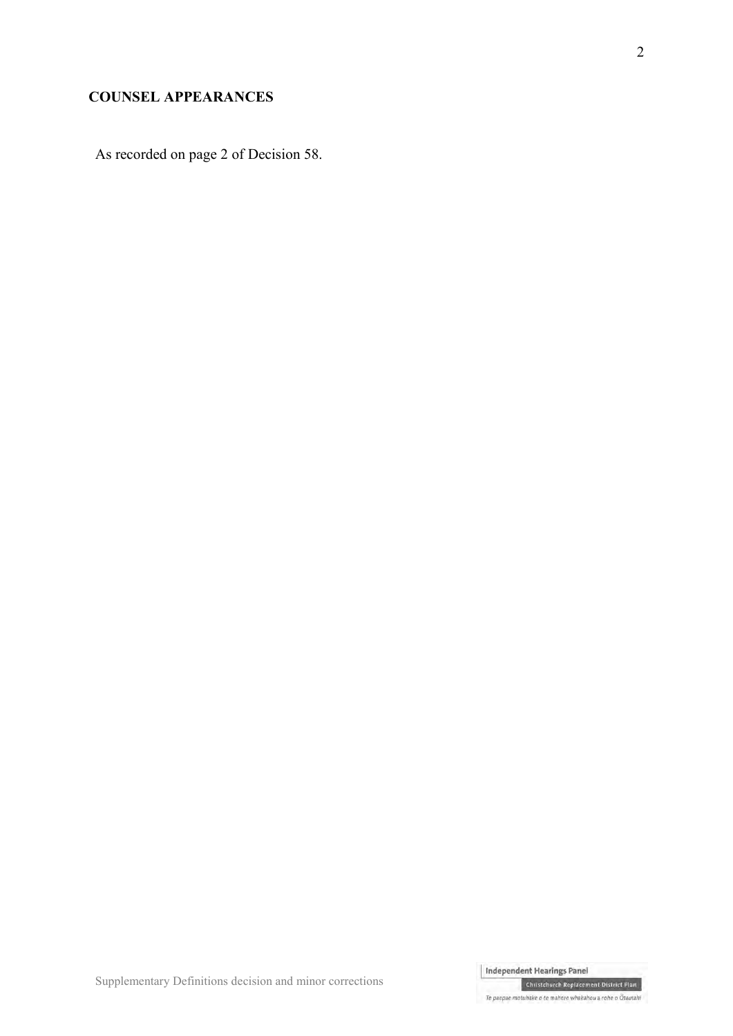**COUNSEL APPEARANCES**

As recorded on page 2 of Decision 58.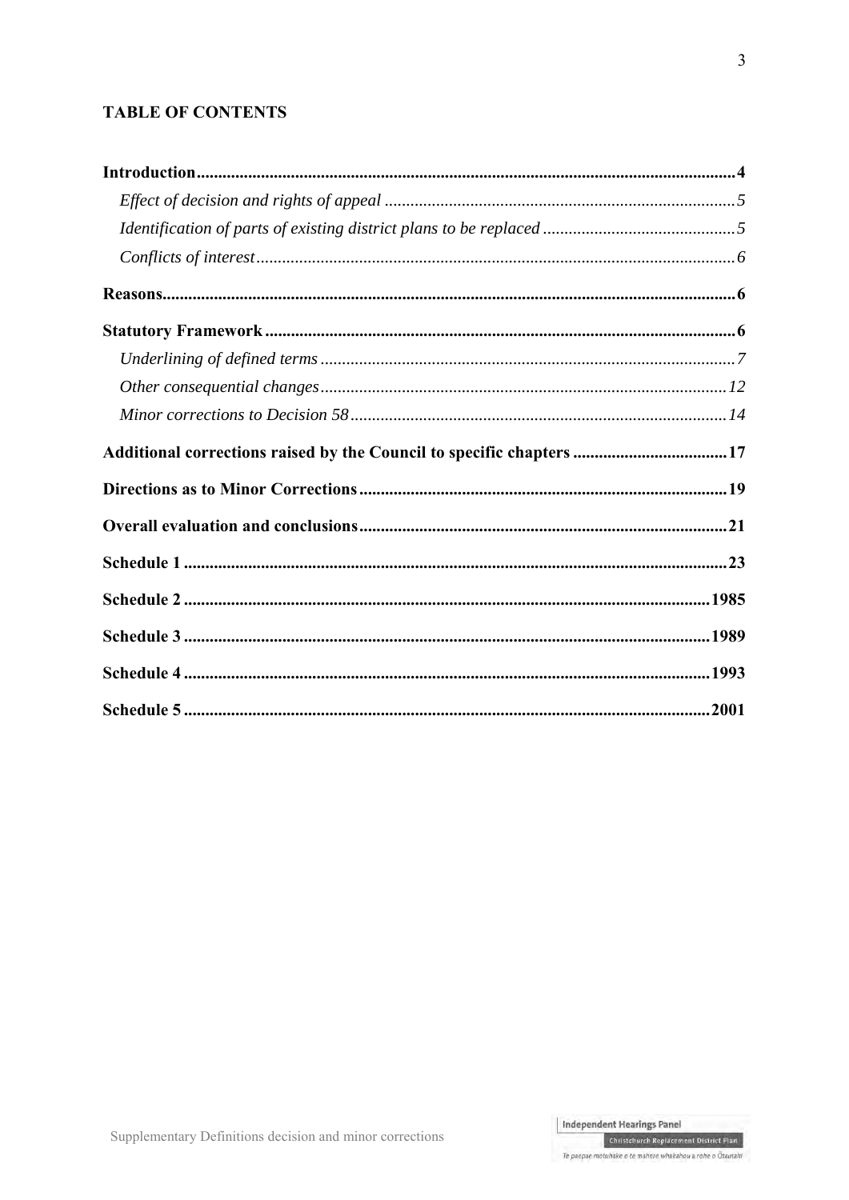**TABLE OF CONTENTS**

**Introduction** ..... **4**
- *Effect of decision and rights of appeal* ..... *5*
- *Identification of parts of existing district plans to be replaced* ..... *5*
- *Conflicts of interest* ..... *6*

**Reasons** ..... **6**

**Statutory Framework** ..... **6**
- *Underlining of defined terms* ..... *7*
- *Other consequential changes* ..... *12*
- *Minor corrections to Decision 58* ..... *14*

**Additional corrections raised by the Council to specific chapters** ..... **17**

**Directions as to Minor Corrections** ..... **19**

**Overall evaluation and conclusions** ..... **21**

**Schedule 1** ..... **23**

**Schedule 2** ..... **1985**

**Schedule 3** ..... **1989**

**Schedule 4** ..... **1993**

**Schedule 5** ..... **2001**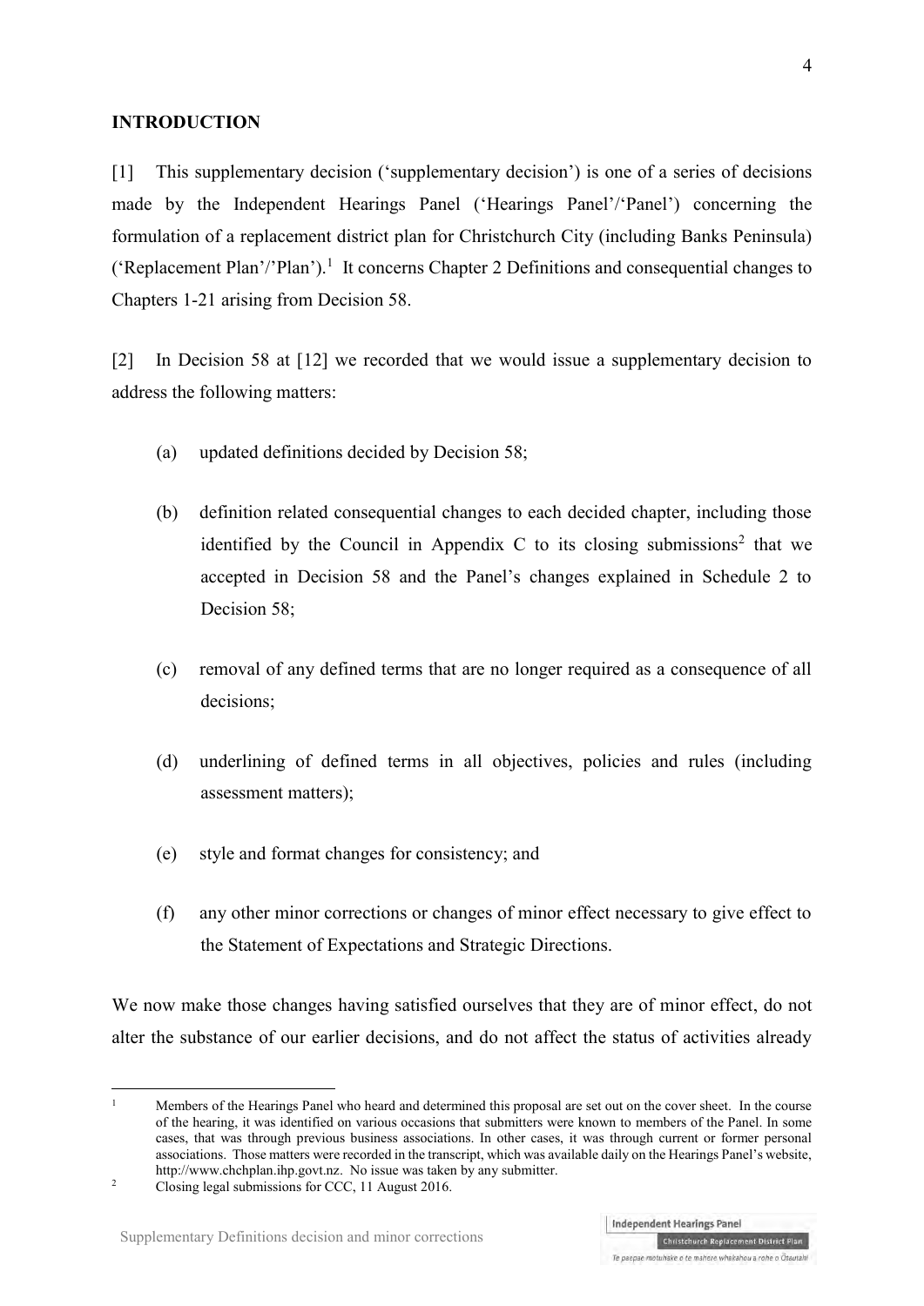## INTRODUCTION

[1] This supplementary decision ('supplementary decision') is one of a series of decisions made by the Independent Hearings Panel ('Hearings Panel'/'Panel') concerning the formulation of a replacement district plan for Christchurch City (including Banks Peninsula) ('Replacement Plan'/'Plan').[1] It concerns Chapter 2 Definitions and consequential changes to Chapters 1-21 arising from Decision 58.

[2] In Decision 58 at [12] we recorded that we would issue a supplementary decision to address the following matters:

(a) updated definitions decided by Decision 58;

(b) definition related consequential changes to each decided chapter, including those identified by the Council in Appendix C to its closing submissions[2] that we accepted in Decision 58 and the Panel's changes explained in Schedule 2 to Decision 58;

(c) removal of any defined terms that are no longer required as a consequence of all decisions;

(d) underlining of defined terms in all objectives, policies and rules (including assessment matters);

(e) style and format changes for consistency; and

(f) any other minor corrections or changes of minor effect necessary to give effect to the Statement of Expectations and Strategic Directions.

We now make those changes having satisfied ourselves that they are of minor effect, do not alter the substance of our earlier decisions, and do not affect the status of activities already

---

[1] Members of the Hearings Panel who heard and determined this proposal are set out on the cover sheet. In the course of the hearing, it was identified on various occasions that submitters were known to members of the Panel. In some cases, that was through previous business associations. In other cases, it was through current or former personal associations. Those matters were recorded in the transcript, which was available daily on the Hearings Panel's website, http://www.chchplan.ihp.govt.nz. No issue was taken by any submitter.

[2] Closing legal submissions for CCC, 11 August 2016.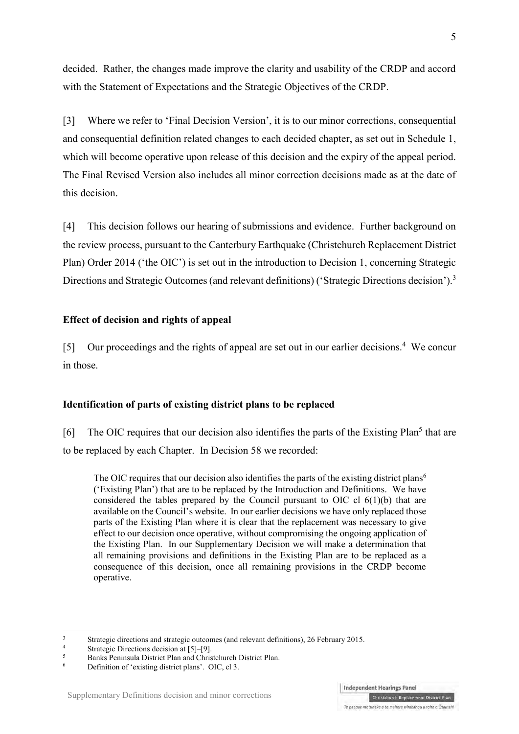decided. Rather, the changes made improve the clarity and usability of the CRDP and accord with the Statement of Expectations and the Strategic Objectives of the CRDP.

[3] Where we refer to 'Final Decision Version', it is to our minor corrections, consequential and consequential definition related changes to each decided chapter, as set out in Schedule 1, which will become operative upon release of this decision and the expiry of the appeal period. The Final Revised Version also includes all minor correction decisions made as at the date of this decision.

[4] This decision follows our hearing of submissions and evidence. Further background on the review process, pursuant to the Canterbury Earthquake (Christchurch Replacement District Plan) Order 2014 ('the OIC') is set out in the introduction to Decision 1, concerning Strategic Directions and Strategic Outcomes (and relevant definitions) ('Strategic Directions decision').[3]

**Effect of decision and rights of appeal**

[5] Our proceedings and the rights of appeal are set out in our earlier decisions.[4] We concur in those.

**Identification of parts of existing district plans to be replaced**

[6] The OIC requires that our decision also identifies the parts of the Existing Plan[5] that are to be replaced by each Chapter. In Decision 58 we recorded:

> The OIC requires that our decision also identifies the parts of the existing district plans[6] ('Existing Plan') that are to be replaced by the Introduction and Definitions. We have considered the tables prepared by the Council pursuant to OIC cl 6(1)(b) that are available on the Council's website. In our earlier decisions we have only replaced those parts of the Existing Plan where it is clear that the replacement was necessary to give effect to our decision once operative, without compromising the ongoing application of the Existing Plan. In our Supplementary Decision we will make a determination that all remaining provisions and definitions in the Existing Plan are to be replaced as a consequence of this decision, once all remaining provisions in the CRDP become operative.

---

[3] Strategic directions and strategic outcomes (and relevant definitions), 26 February 2015.

[4] Strategic Directions decision at [5]–[9].

[5] Banks Peninsula District Plan and Christchurch District Plan.

[6] Definition of 'existing district plans'. OIC, cl 3.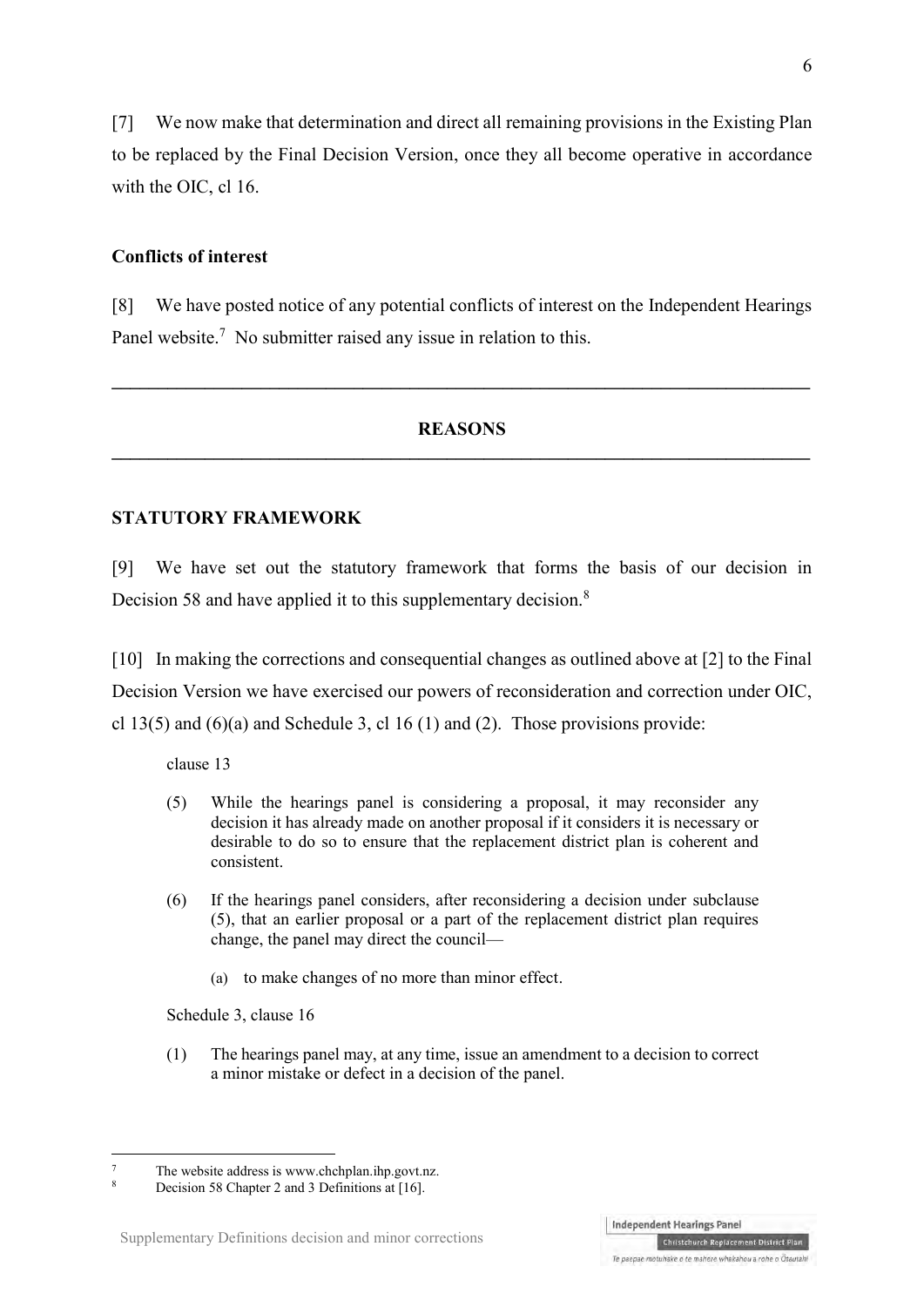[7] We now make that determination and direct all remaining provisions in the Existing Plan to be replaced by the Final Decision Version, once they all become operative in accordance with the OIC, cl 16.

### Conflicts of interest

[8] We have posted notice of any potential conflicts of interest on the Independent Hearings Panel website.[7] No submitter raised any issue in relation to this.

---

## REASONS

---

### STATUTORY FRAMEWORK

[9] We have set out the statutory framework that forms the basis of our decision in Decision 58 and have applied it to this supplementary decision.[8]

[10] In making the corrections and consequential changes as outlined above at [2] to the Final Decision Version we have exercised our powers of reconsideration and correction under OIC, cl 13(5) and (6)(a) and Schedule 3, cl 16 (1) and (2). Those provisions provide:

> clause 13
>
> (5) While the hearings panel is considering a proposal, it may reconsider any decision it has already made on another proposal if it considers it is necessary or desirable to do so to ensure that the replacement district plan is coherent and consistent.
>
> (6) If the hearings panel considers, after reconsidering a decision under subclause (5), that an earlier proposal or a part of the replacement district plan requires change, the panel may direct the council—
>
> (a) to make changes of no more than minor effect.
>
> Schedule 3, clause 16
>
> (1) The hearings panel may, at any time, issue an amendment to a decision to correct a minor mistake or defect in a decision of the panel.

---

[7] The website address is www.chchplan.ihp.govt.nz.

[8] Decision 58 Chapter 2 and 3 Definitions at [16].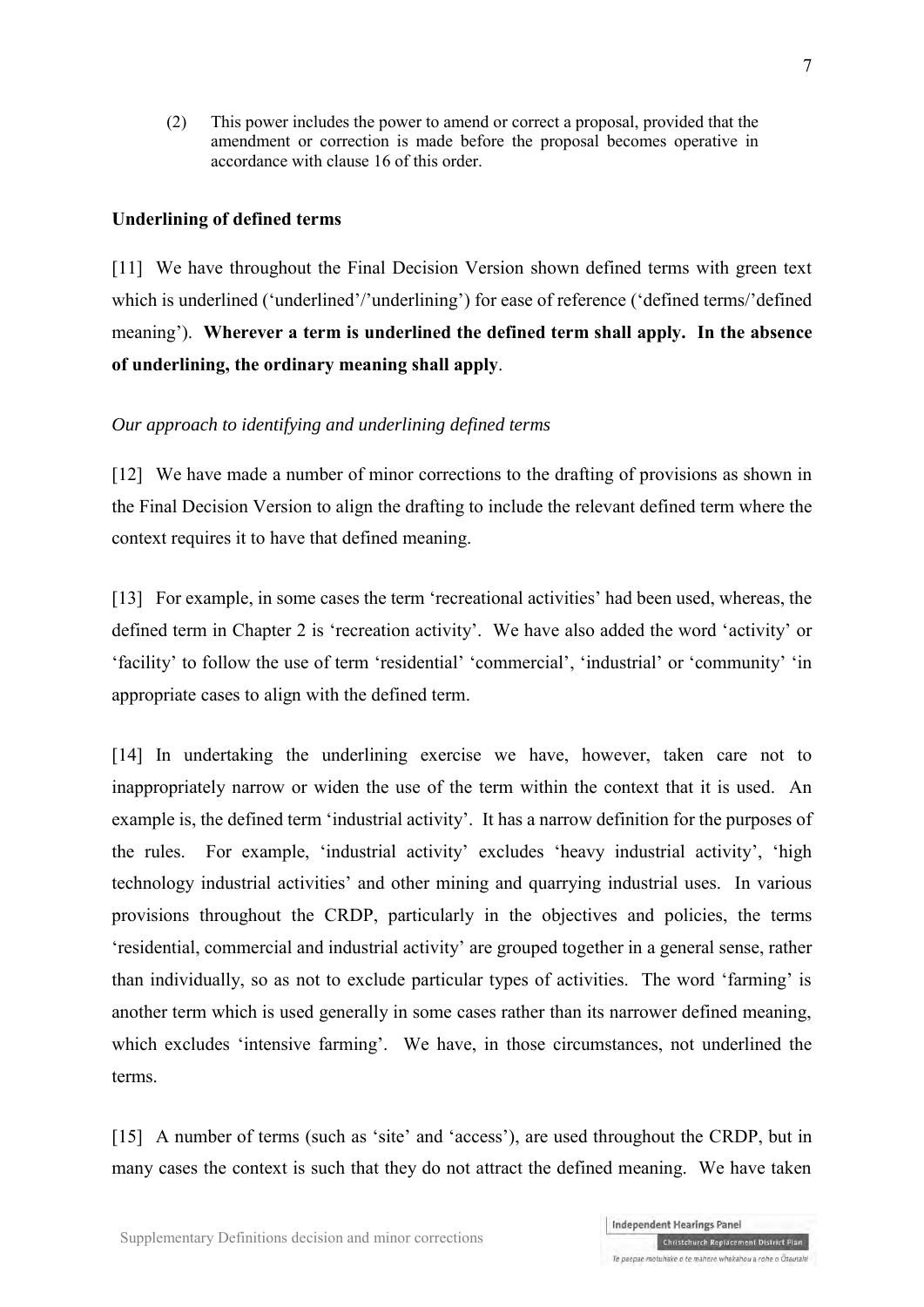(2) This power includes the power to amend or correct a proposal, provided that the amendment or correction is made before the proposal becomes operative in accordance with clause 16 of this order.

**Underlining of defined terms**

[11] We have throughout the Final Decision Version shown defined terms with green text which is underlined ('underlined'/'underlining') for ease of reference ('defined terms/'defined meaning'). **Wherever a term is underlined the defined term shall apply. In the absence of underlining, the ordinary meaning shall apply**.

*Our approach to identifying and underlining defined terms*

[12] We have made a number of minor corrections to the drafting of provisions as shown in the Final Decision Version to align the drafting to include the relevant defined term where the context requires it to have that defined meaning.

[13] For example, in some cases the term 'recreational activities' had been used, whereas, the defined term in Chapter 2 is 'recreation activity'. We have also added the word 'activity' or 'facility' to follow the use of term 'residential' 'commercial', 'industrial' or 'community' 'in appropriate cases to align with the defined term.

[14] In undertaking the underlining exercise we have, however, taken care not to inappropriately narrow or widen the use of the term within the context that it is used. An example is, the defined term 'industrial activity'. It has a narrow definition for the purposes of the rules. For example, 'industrial activity' excludes 'heavy industrial activity', 'high technology industrial activities' and other mining and quarrying industrial uses. In various provisions throughout the CRDP, particularly in the objectives and policies, the terms 'residential, commercial and industrial activity' are grouped together in a general sense, rather than individually, so as not to exclude particular types of activities. The word 'farming' is another term which is used generally in some cases rather than its narrower defined meaning, which excludes 'intensive farming'. We have, in those circumstances, not underlined the terms.

[15] A number of terms (such as 'site' and 'access'), are used throughout the CRDP, but in many cases the context is such that they do not attract the defined meaning. We have taken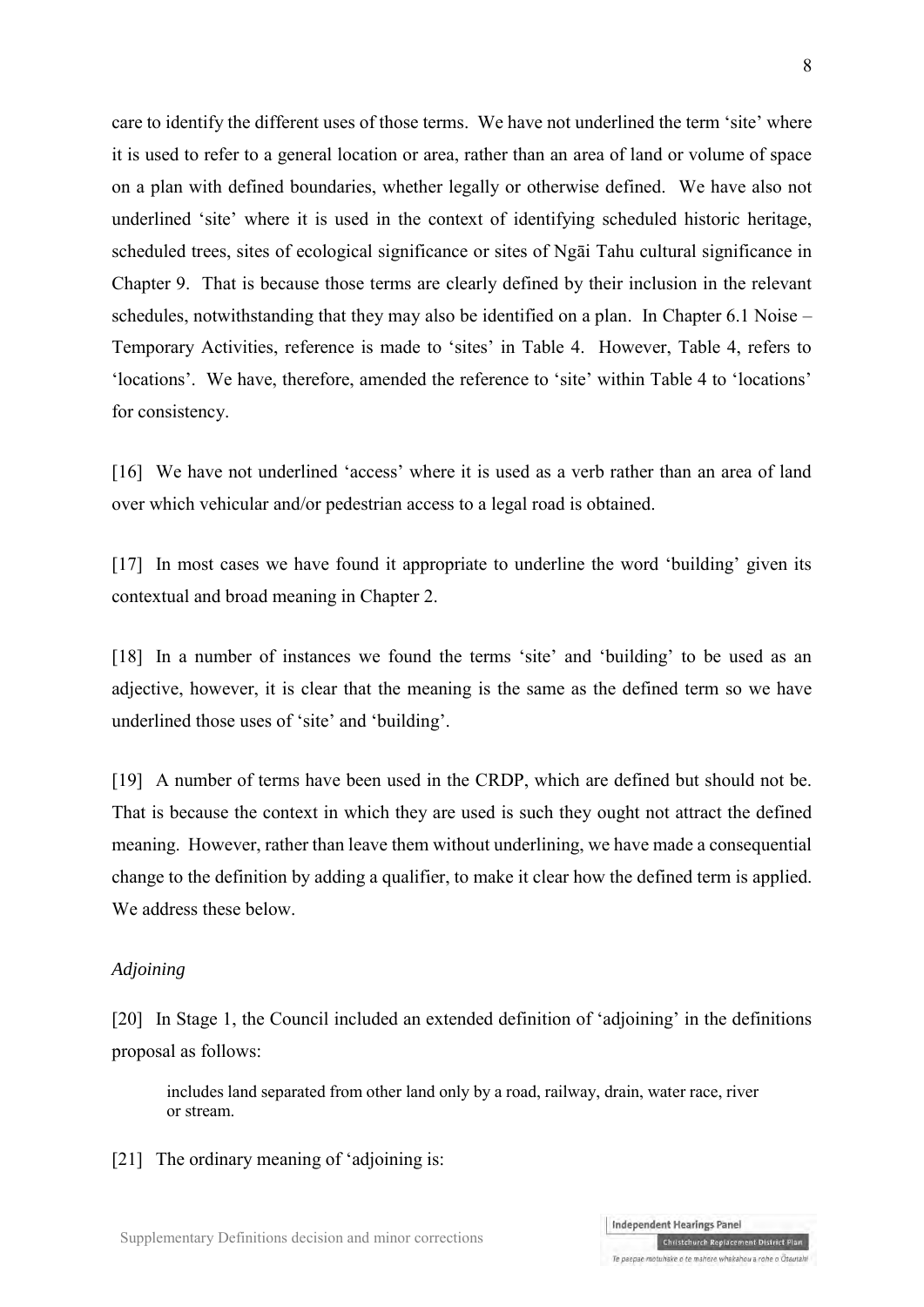care to identify the different uses of those terms. We have not underlined the term 'site' where it is used to refer to a general location or area, rather than an area of land or volume of space on a plan with defined boundaries, whether legally or otherwise defined. We have also not underlined 'site' where it is used in the context of identifying scheduled historic heritage, scheduled trees, sites of ecological significance or sites of Ngāi Tahu cultural significance in Chapter 9. That is because those terms are clearly defined by their inclusion in the relevant schedules, notwithstanding that they may also be identified on a plan. In Chapter 6.1 Noise – Temporary Activities, reference is made to 'sites' in Table 4. However, Table 4, refers to 'locations'. We have, therefore, amended the reference to 'site' within Table 4 to 'locations' for consistency.

[16] We have not underlined 'access' where it is used as a verb rather than an area of land over which vehicular and/or pedestrian access to a legal road is obtained.

[17] In most cases we have found it appropriate to underline the word 'building' given its contextual and broad meaning in Chapter 2.

[18] In a number of instances we found the terms 'site' and 'building' to be used as an adjective, however, it is clear that the meaning is the same as the defined term so we have underlined those uses of 'site' and 'building'.

[19] A number of terms have been used in the CRDP, which are defined but should not be. That is because the context in which they are used is such they ought not attract the defined meaning. However, rather than leave them without underlining, we have made a consequential change to the definition by adding a qualifier, to make it clear how the defined term is applied. We address these below.

*Adjoining*

[20] In Stage 1, the Council included an extended definition of 'adjoining' in the definitions proposal as follows:

> includes land separated from other land only by a road, railway, drain, water race, river or stream.

[21] The ordinary meaning of 'adjoining is: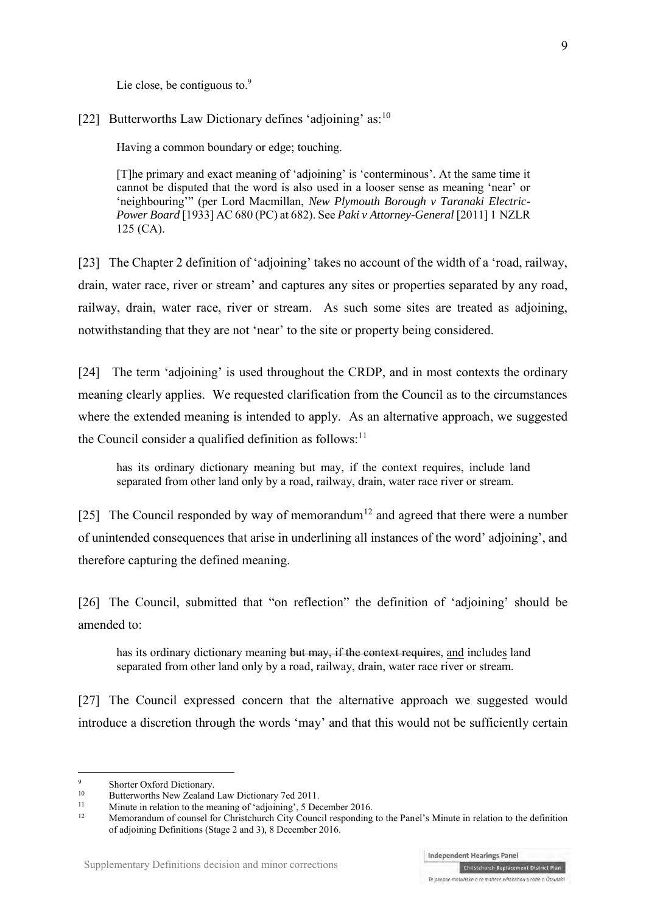Lie close, be contiguous to.[9]

[22] Butterworths Law Dictionary defines 'adjoining' as:[10]

> Having a common boundary or edge; touching.
>
> [T]he primary and exact meaning of 'adjoining' is 'conterminous'. At the same time it cannot be disputed that the word is also used in a looser sense as meaning 'near' or 'neighbouring'" (per Lord Macmillan, *New Plymouth Borough v Taranaki Electric-Power Board* [1933] AC 680 (PC) at 682). See *Paki v Attorney-General* [2011] 1 NZLR 125 (CA).

[23] The Chapter 2 definition of 'adjoining' takes no account of the width of a 'road, railway, drain, water race, river or stream' and captures any sites or properties separated by any road, railway, drain, water race, river or stream. As such some sites are treated as adjoining, notwithstanding that they are not 'near' to the site or property being considered.

[24] The term 'adjoining' is used throughout the CRDP, and in most contexts the ordinary meaning clearly applies. We requested clarification from the Council as to the circumstances where the extended meaning is intended to apply. As an alternative approach, we suggested the Council consider a qualified definition as follows:[11]

> has its ordinary dictionary meaning but may, if the context requires, include land separated from other land only by a road, railway, drain, water race river or stream.

[25] The Council responded by way of memorandum[12] and agreed that there were a number of unintended consequences that arise in underlining all instances of the word' adjoining', and therefore capturing the defined meaning.

[26] The Council, submitted that "on reflection" the definition of 'adjoining' should be amended to:

> has its ordinary dictionary meaning ~~but may, if the context requires~~, <u>and</u> include<u>s</u> land separated from other land only by a road, railway, drain, water race river or stream.

[27] The Council expressed concern that the alternative approach we suggested would introduce a discretion through the words 'may' and that this would not be sufficiently certain

---

[9] Shorter Oxford Dictionary.

[10] Butterworths New Zealand Law Dictionary 7ed 2011.

[11] Minute in relation to the meaning of 'adjoining', 5 December 2016.

[12] Memorandum of counsel for Christchurch City Council responding to the Panel's Minute in relation to the definition of adjoining Definitions (Stage 2 and 3), 8 December 2016.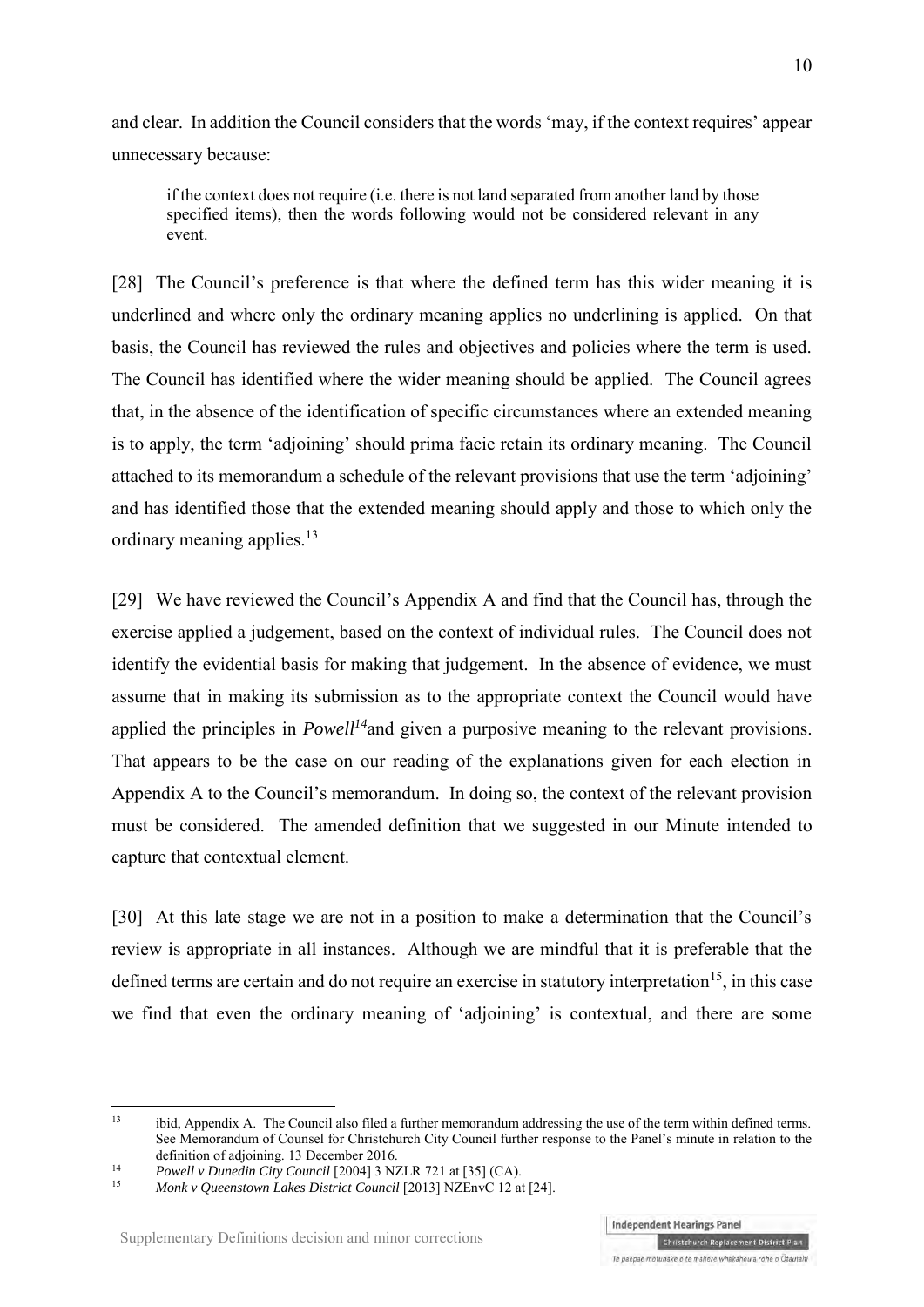and clear. In addition the Council considers that the words 'may, if the context requires' appear unnecessary because:

> if the context does not require (i.e. there is not land separated from another land by those specified items), then the words following would not be considered relevant in any event.

[28] The Council's preference is that where the defined term has this wider meaning it is underlined and where only the ordinary meaning applies no underlining is applied. On that basis, the Council has reviewed the rules and objectives and policies where the term is used. The Council has identified where the wider meaning should be applied. The Council agrees that, in the absence of the identification of specific circumstances where an extended meaning is to apply, the term 'adjoining' should prima facie retain its ordinary meaning. The Council attached to its memorandum a schedule of the relevant provisions that use the term 'adjoining' and has identified those that the extended meaning should apply and those to which only the ordinary meaning applies.[13]

[29] We have reviewed the Council's Appendix A and find that the Council has, through the exercise applied a judgement, based on the context of individual rules. The Council does not identify the evidential basis for making that judgement. In the absence of evidence, we must assume that in making its submission as to the appropriate context the Council would have applied the principles in *Powell*[14] and given a purposive meaning to the relevant provisions. That appears to be the case on our reading of the explanations given for each election in Appendix A to the Council's memorandum. In doing so, the context of the relevant provision must be considered. The amended definition that we suggested in our Minute intended to capture that contextual element.

[30] At this late stage we are not in a position to make a determination that the Council's review is appropriate in all instances. Although we are mindful that it is preferable that the defined terms are certain and do not require an exercise in statutory interpretation[15], in this case we find that even the ordinary meaning of 'adjoining' is contextual, and there are some

---

[13] ibid, Appendix A. The Council also filed a further memorandum addressing the use of the term within defined terms. See Memorandum of Counsel for Christchurch City Council further response to the Panel's minute in relation to the definition of adjoining. 13 December 2016.

[14] *Powell v Dunedin City Council* [2004] 3 NZLR 721 at [35] (CA).

[15] *Monk v Queenstown Lakes District Council* [2013] NZEnvC 12 at [24].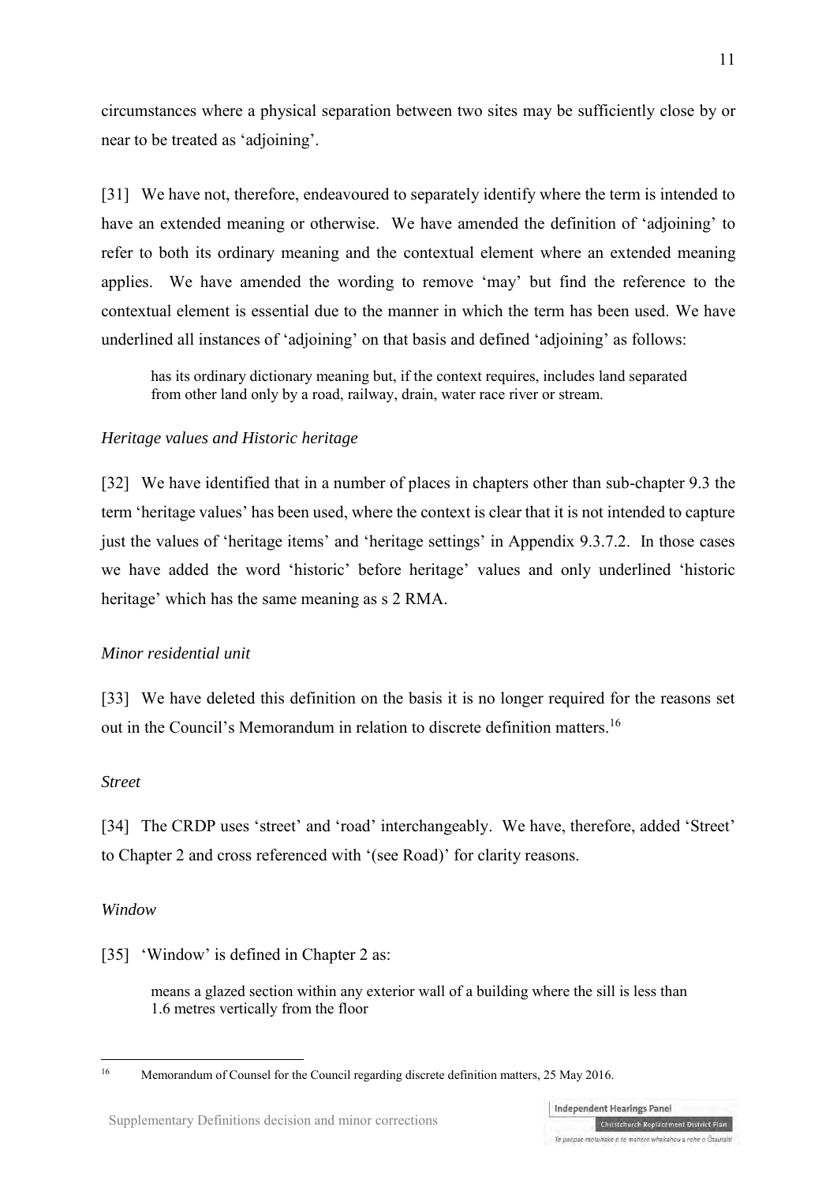circumstances where a physical separation between two sites may be sufficiently close by or near to be treated as 'adjoining'.

[31] We have not, therefore, endeavoured to separately identify where the term is intended to have an extended meaning or otherwise. We have amended the definition of 'adjoining' to refer to both its ordinary meaning and the contextual element where an extended meaning applies. We have amended the wording to remove 'may' but find the reference to the contextual element is essential due to the manner in which the term has been used. We have underlined all instances of 'adjoining' on that basis and defined 'adjoining' as follows:

> has its ordinary dictionary meaning but, if the context requires, includes land separated from other land only by a road, railway, drain, water race river or stream.

*Heritage values and Historic heritage*

[32] We have identified that in a number of places in chapters other than sub-chapter 9.3 the term 'heritage values' has been used, where the context is clear that it is not intended to capture just the values of 'heritage items' and 'heritage settings' in Appendix 9.3.7.2. In those cases we have added the word 'historic' before heritage' values and only underlined 'historic heritage' which has the same meaning as s 2 RMA.

*Minor residential unit*

[33] We have deleted this definition on the basis it is no longer required for the reasons set out in the Council's Memorandum in relation to discrete definition matters.[16]

*Street*

[34] The CRDP uses 'street' and 'road' interchangeably. We have, therefore, added 'Street' to Chapter 2 and cross referenced with '(see Road)' for clarity reasons.

*Window*

[35] 'Window' is defined in Chapter 2 as:

> means a glazed section within any exterior wall of a building where the sill is less than 1.6 metres vertically from the floor

[16] Memorandum of Counsel for the Council regarding discrete definition matters, 25 May 2016.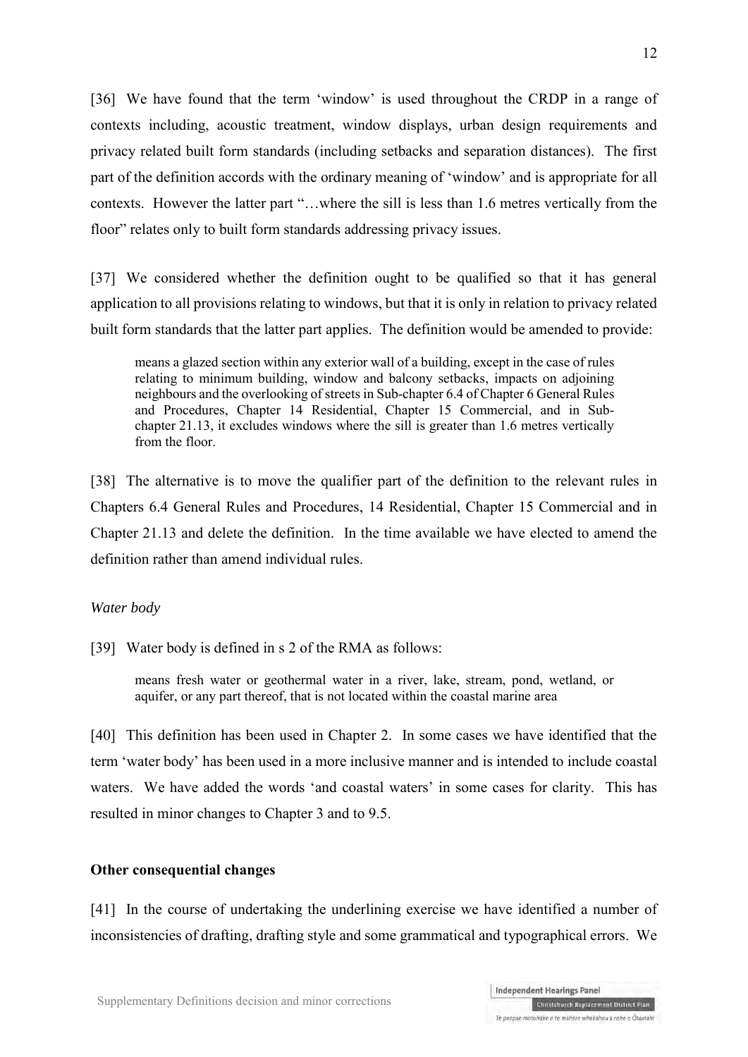[36] We have found that the term 'window' is used throughout the CRDP in a range of contexts including, acoustic treatment, window displays, urban design requirements and privacy related built form standards (including setbacks and separation distances). The first part of the definition accords with the ordinary meaning of 'window' and is appropriate for all contexts. However the latter part "…where the sill is less than 1.6 metres vertically from the floor" relates only to built form standards addressing privacy issues.

[37] We considered whether the definition ought to be qualified so that it has general application to all provisions relating to windows, but that it is only in relation to privacy related built form standards that the latter part applies. The definition would be amended to provide:

> means a glazed section within any exterior wall of a building, except in the case of rules relating to minimum building, window and balcony setbacks, impacts on adjoining neighbours and the overlooking of streets in Sub-chapter 6.4 of Chapter 6 General Rules and Procedures, Chapter 14 Residential, Chapter 15 Commercial, and in Sub-chapter 21.13, it excludes windows where the sill is greater than 1.6 metres vertically from the floor.

[38] The alternative is to move the qualifier part of the definition to the relevant rules in Chapters 6.4 General Rules and Procedures, 14 Residential, Chapter 15 Commercial and in Chapter 21.13 and delete the definition. In the time available we have elected to amend the definition rather than amend individual rules.

*Water body*

[39] Water body is defined in s 2 of the RMA as follows:

> means fresh water or geothermal water in a river, lake, stream, pond, wetland, or aquifer, or any part thereof, that is not located within the coastal marine area

[40] This definition has been used in Chapter 2. In some cases we have identified that the term 'water body' has been used in a more inclusive manner and is intended to include coastal waters. We have added the words 'and coastal waters' in some cases for clarity. This has resulted in minor changes to Chapter 3 and to 9.5.

**Other consequential changes**

[41] In the course of undertaking the underlining exercise we have identified a number of inconsistencies of drafting, drafting style and some grammatical and typographical errors. We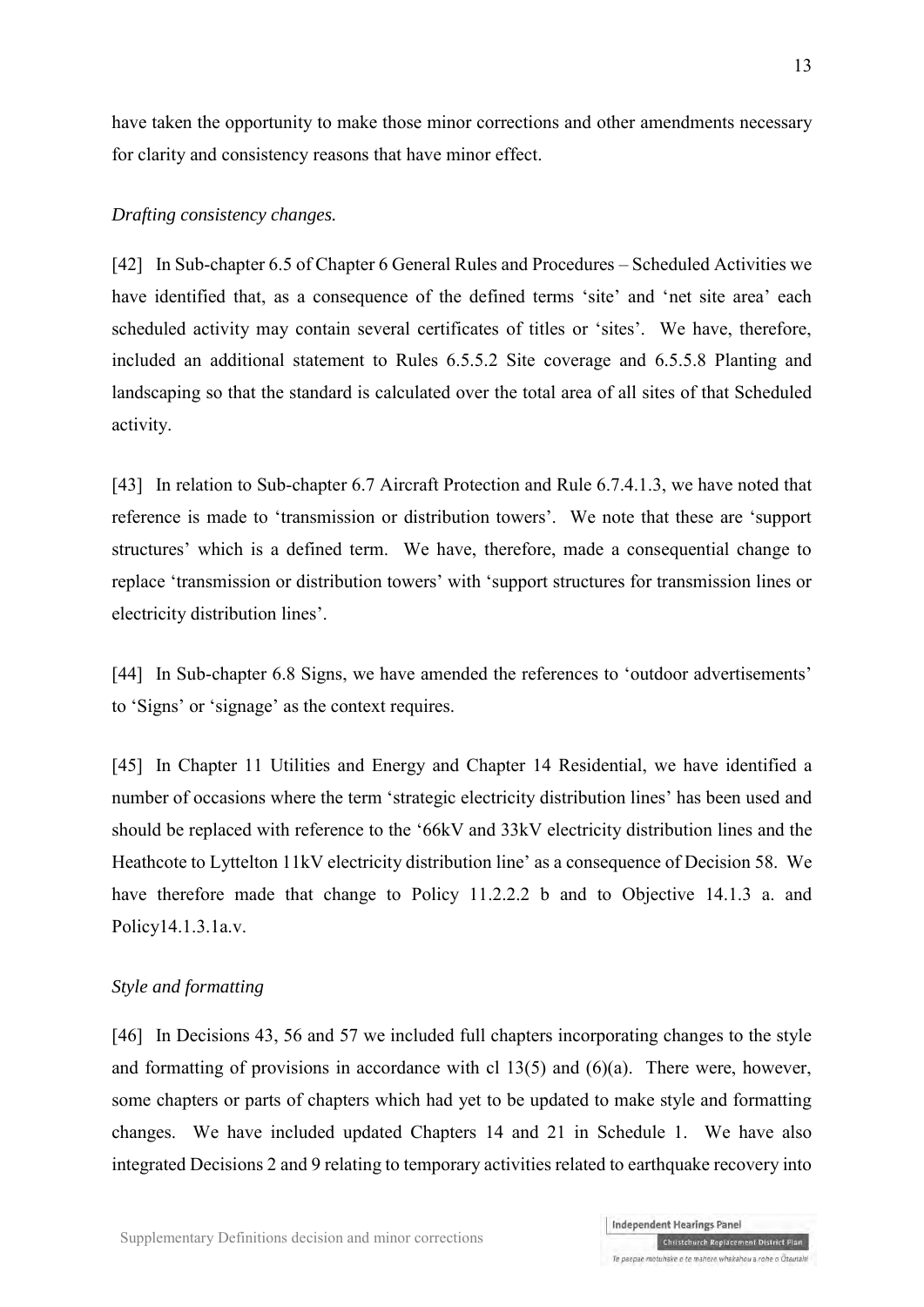have taken the opportunity to make those minor corrections and other amendments necessary for clarity and consistency reasons that have minor effect.

*Drafting consistency changes.*

[42] In Sub-chapter 6.5 of Chapter 6 General Rules and Procedures – Scheduled Activities we have identified that, as a consequence of the defined terms 'site' and 'net site area' each scheduled activity may contain several certificates of titles or 'sites'. We have, therefore, included an additional statement to Rules 6.5.5.2 Site coverage and 6.5.5.8 Planting and landscaping so that the standard is calculated over the total area of all sites of that Scheduled activity.

[43] In relation to Sub-chapter 6.7 Aircraft Protection and Rule 6.7.4.1.3, we have noted that reference is made to 'transmission or distribution towers'. We note that these are 'support structures' which is a defined term. We have, therefore, made a consequential change to replace 'transmission or distribution towers' with 'support structures for transmission lines or electricity distribution lines'.

[44] In Sub-chapter 6.8 Signs, we have amended the references to 'outdoor advertisements' to 'Signs' or 'signage' as the context requires.

[45] In Chapter 11 Utilities and Energy and Chapter 14 Residential, we have identified a number of occasions where the term 'strategic electricity distribution lines' has been used and should be replaced with reference to the '66kV and 33kV electricity distribution lines and the Heathcote to Lyttelton 11kV electricity distribution line' as a consequence of Decision 58. We have therefore made that change to Policy 11.2.2.2 b and to Objective 14.1.3 a. and Policy14.1.3.1a.v.

*Style and formatting*

[46] In Decisions 43, 56 and 57 we included full chapters incorporating changes to the style and formatting of provisions in accordance with cl 13(5) and (6)(a). There were, however, some chapters or parts of chapters which had yet to be updated to make style and formatting changes. We have included updated Chapters 14 and 21 in Schedule 1. We have also integrated Decisions 2 and 9 relating to temporary activities related to earthquake recovery into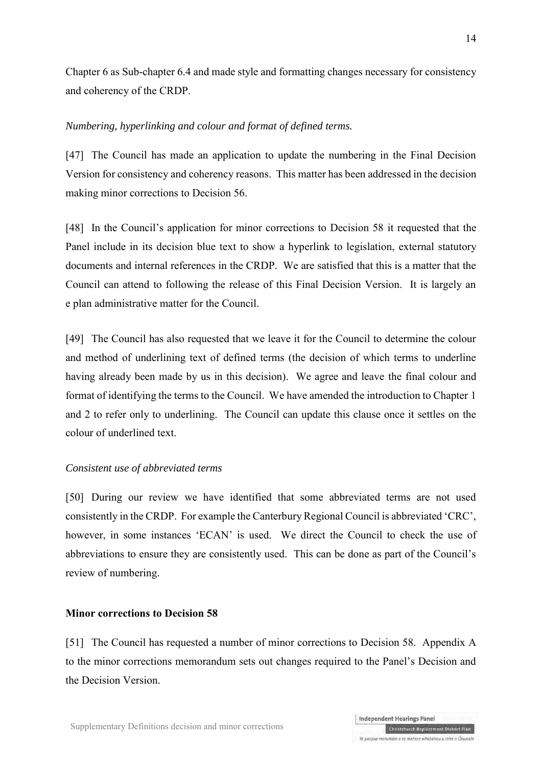Chapter 6 as Sub-chapter 6.4 and made style and formatting changes necessary for consistency and coherency of the CRDP.

*Numbering, hyperlinking and colour and format of defined terms.*

[47] The Council has made an application to update the numbering in the Final Decision Version for consistency and coherency reasons. This matter has been addressed in the decision making minor corrections to Decision 56.

[48] In the Council's application for minor corrections to Decision 58 it requested that the Panel include in its decision blue text to show a hyperlink to legislation, external statutory documents and internal references in the CRDP. We are satisfied that this is a matter that the Council can attend to following the release of this Final Decision Version. It is largely an e plan administrative matter for the Council.

[49] The Council has also requested that we leave it for the Council to determine the colour and method of underlining text of defined terms (the decision of which terms to underline having already been made by us in this decision). We agree and leave the final colour and format of identifying the terms to the Council. We have amended the introduction to Chapter 1 and 2 to refer only to underlining. The Council can update this clause once it settles on the colour of underlined text.

*Consistent use of abbreviated terms*

[50] During our review we have identified that some abbreviated terms are not used consistently in the CRDP. For example the Canterbury Regional Council is abbreviated 'CRC', however, in some instances 'ECAN' is used. We direct the Council to check the use of abbreviations to ensure they are consistently used. This can be done as part of the Council's review of numbering.

**Minor corrections to Decision 58**

[51] The Council has requested a number of minor corrections to Decision 58. Appendix A to the minor corrections memorandum sets out changes required to the Panel's Decision and the Decision Version.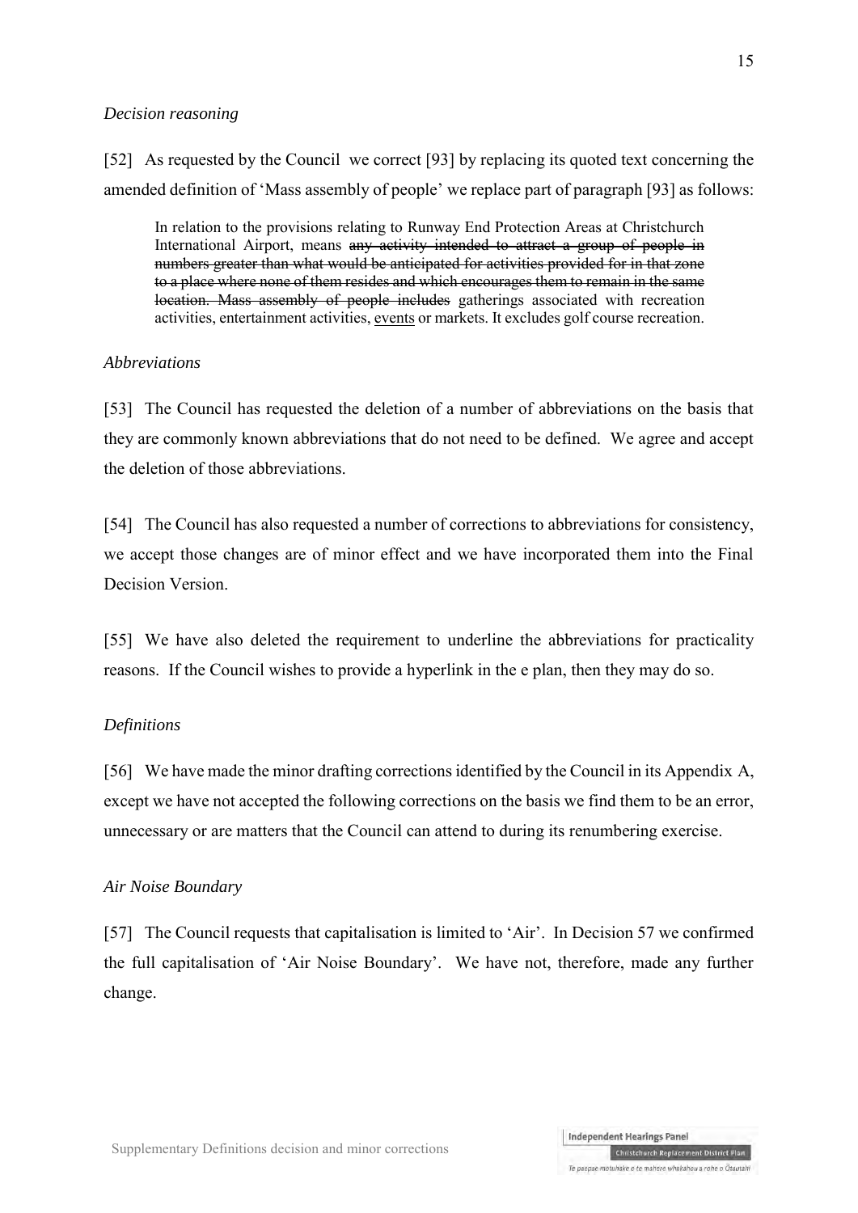*Decision reasoning*

[52] As requested by the Council we correct [93] by replacing its quoted text concerning the amended definition of 'Mass assembly of people' we replace part of paragraph [93] as follows:

> In relation to the provisions relating to Runway End Protection Areas at Christchurch International Airport, means ~~any activity intended to attract a group of people in numbers greater than what would be anticipated for activities provided for in that zone to a place where none of them resides and which encourages them to remain in the same location. Mass assembly of people includes~~ gatherings associated with recreation activities, entertainment activities, <u>events</u> or markets. It excludes golf course recreation.

*Abbreviations*

[53] The Council has requested the deletion of a number of abbreviations on the basis that they are commonly known abbreviations that do not need to be defined. We agree and accept the deletion of those abbreviations.

[54] The Council has also requested a number of corrections to abbreviations for consistency, we accept those changes are of minor effect and we have incorporated them into the Final Decision Version.

[55] We have also deleted the requirement to underline the abbreviations for practicality reasons. If the Council wishes to provide a hyperlink in the e plan, then they may do so.

*Definitions*

[56] We have made the minor drafting corrections identified by the Council in its Appendix A, except we have not accepted the following corrections on the basis we find them to be an error, unnecessary or are matters that the Council can attend to during its renumbering exercise.

*Air Noise Boundary*

[57] The Council requests that capitalisation is limited to 'Air'. In Decision 57 we confirmed the full capitalisation of 'Air Noise Boundary'. We have not, therefore, made any further change.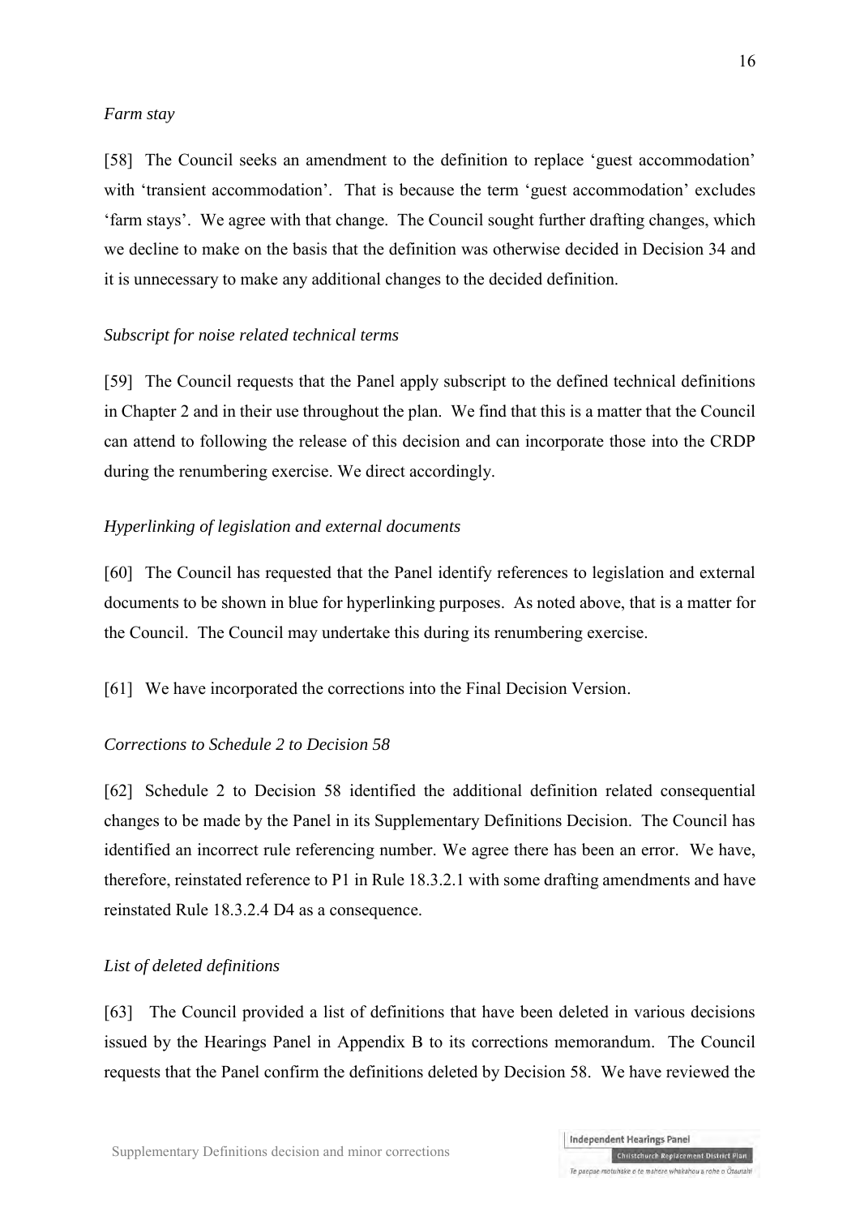*Farm stay*

[58] The Council seeks an amendment to the definition to replace 'guest accommodation' with 'transient accommodation'. That is because the term 'guest accommodation' excludes 'farm stays'. We agree with that change. The Council sought further drafting changes, which we decline to make on the basis that the definition was otherwise decided in Decision 34 and it is unnecessary to make any additional changes to the decided definition.

*Subscript for noise related technical terms*

[59] The Council requests that the Panel apply subscript to the defined technical definitions in Chapter 2 and in their use throughout the plan. We find that this is a matter that the Council can attend to following the release of this decision and can incorporate those into the CRDP during the renumbering exercise. We direct accordingly.

*Hyperlinking of legislation and external documents*

[60] The Council has requested that the Panel identify references to legislation and external documents to be shown in blue for hyperlinking purposes. As noted above, that is a matter for the Council. The Council may undertake this during its renumbering exercise.

[61] We have incorporated the corrections into the Final Decision Version.

*Corrections to Schedule 2 to Decision 58*

[62] Schedule 2 to Decision 58 identified the additional definition related consequential changes to be made by the Panel in its Supplementary Definitions Decision. The Council has identified an incorrect rule referencing number. We agree there has been an error. We have, therefore, reinstated reference to P1 in Rule 18.3.2.1 with some drafting amendments and have reinstated Rule 18.3.2.4 D4 as a consequence.

*List of deleted definitions*

[63] The Council provided a list of definitions that have been deleted in various decisions issued by the Hearings Panel in Appendix B to its corrections memorandum. The Council requests that the Panel confirm the definitions deleted by Decision 58. We have reviewed the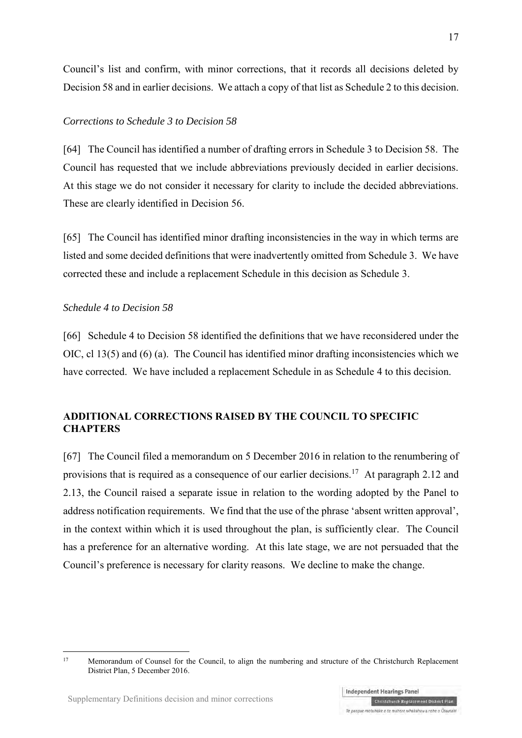Council's list and confirm, with minor corrections, that it records all decisions deleted by Decision 58 and in earlier decisions. We attach a copy of that list as Schedule 2 to this decision.

*Corrections to Schedule 3 to Decision 58*

[64] The Council has identified a number of drafting errors in Schedule 3 to Decision 58. The Council has requested that we include abbreviations previously decided in earlier decisions. At this stage we do not consider it necessary for clarity to include the decided abbreviations. These are clearly identified in Decision 56.

[65] The Council has identified minor drafting inconsistencies in the way in which terms are listed and some decided definitions that were inadvertently omitted from Schedule 3. We have corrected these and include a replacement Schedule in this decision as Schedule 3.

*Schedule 4 to Decision 58*

[66] Schedule 4 to Decision 58 identified the definitions that we have reconsidered under the OIC, cl 13(5) and (6) (a). The Council has identified minor drafting inconsistencies which we have corrected. We have included a replacement Schedule in as Schedule 4 to this decision.

## ADDITIONAL CORRECTIONS RAISED BY THE COUNCIL TO SPECIFIC CHAPTERS

[67] The Council filed a memorandum on 5 December 2016 in relation to the renumbering of provisions that is required as a consequence of our earlier decisions.[17] At paragraph 2.12 and 2.13, the Council raised a separate issue in relation to the wording adopted by the Panel to address notification requirements. We find that the use of the phrase 'absent written approval', in the context within which it is used throughout the plan, is sufficiently clear. The Council has a preference for an alternative wording. At this late stage, we are not persuaded that the Council's preference is necessary for clarity reasons. We decline to make the change.

[17] Memorandum of Counsel for the Council, to align the numbering and structure of the Christchurch Replacement District Plan, 5 December 2016.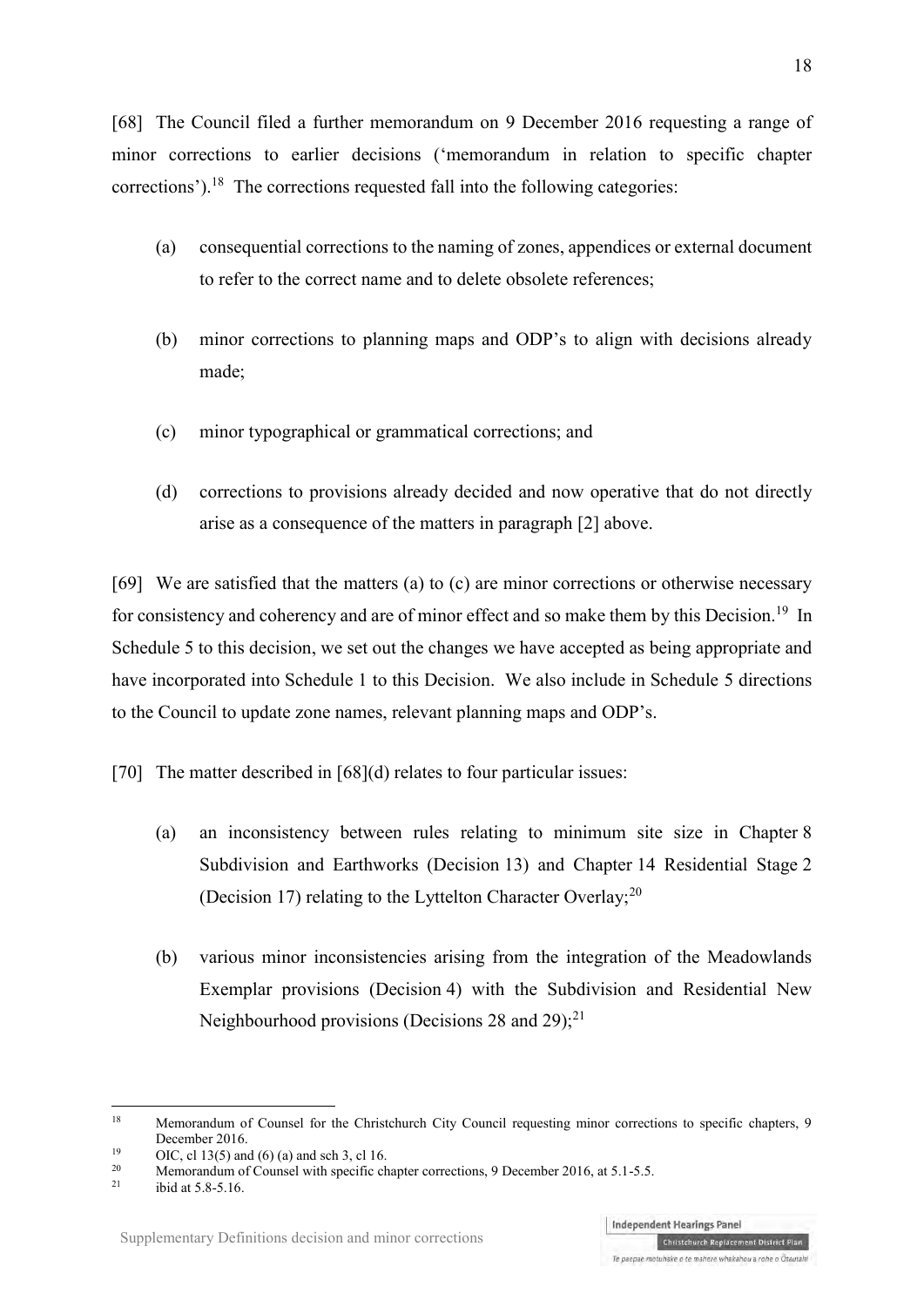[68] The Council filed a further memorandum on 9 December 2016 requesting a range of minor corrections to earlier decisions ('memorandum in relation to specific chapter corrections').[18] The corrections requested fall into the following categories:

(a) consequential corrections to the naming of zones, appendices or external document to refer to the correct name and to delete obsolete references;

(b) minor corrections to planning maps and ODP's to align with decisions already made;

(c) minor typographical or grammatical corrections; and

(d) corrections to provisions already decided and now operative that do not directly arise as a consequence of the matters in paragraph [2] above.

[69] We are satisfied that the matters (a) to (c) are minor corrections or otherwise necessary for consistency and coherency and are of minor effect and so make them by this Decision.[19] In Schedule 5 to this decision, we set out the changes we have accepted as being appropriate and have incorporated into Schedule 1 to this Decision. We also include in Schedule 5 directions to the Council to update zone names, relevant planning maps and ODP's.

[70] The matter described in [68](d) relates to four particular issues:

(a) an inconsistency between rules relating to minimum site size in Chapter 8 Subdivision and Earthworks (Decision 13) and Chapter 14 Residential Stage 2 (Decision 17) relating to the Lyttelton Character Overlay;[20]

(b) various minor inconsistencies arising from the integration of the Meadowlands Exemplar provisions (Decision 4) with the Subdivision and Residential New Neighbourhood provisions (Decisions 28 and 29);[21]

---

[18] Memorandum of Counsel for the Christchurch City Council requesting minor corrections to specific chapters, 9 December 2016.

[19] OIC, cl 13(5) and (6) (a) and sch 3, cl 16.

[20] Memorandum of Counsel with specific chapter corrections, 9 December 2016, at 5.1-5.5.

[21] ibid at 5.8-5.16.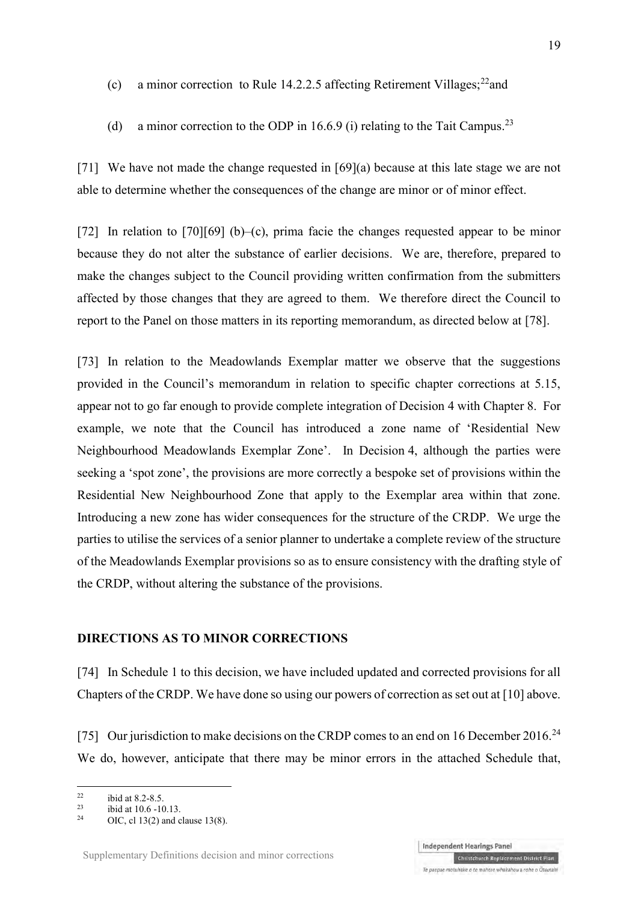(c) a minor correction to Rule 14.2.2.5 affecting Retirement Villages;[22] and

(d) a minor correction to the ODP in 16.6.9 (i) relating to the Tait Campus.[23]

[71] We have not made the change requested in [69](a) because at this late stage we are not able to determine whether the consequences of the change are minor or of minor effect.

[72] In relation to [70][69] (b)–(c), prima facie the changes requested appear to be minor because they do not alter the substance of earlier decisions. We are, therefore, prepared to make the changes subject to the Council providing written confirmation from the submitters affected by those changes that they are agreed to them. We therefore direct the Council to report to the Panel on those matters in its reporting memorandum, as directed below at [78].

[73] In relation to the Meadowlands Exemplar matter we observe that the suggestions provided in the Council's memorandum in relation to specific chapter corrections at 5.15, appear not to go far enough to provide complete integration of Decision 4 with Chapter 8. For example, we note that the Council has introduced a zone name of 'Residential New Neighbourhood Meadowlands Exemplar Zone'. In Decision 4, although the parties were seeking a 'spot zone', the provisions are more correctly a bespoke set of provisions within the Residential New Neighbourhood Zone that apply to the Exemplar area within that zone. Introducing a new zone has wider consequences for the structure of the CRDP. We urge the parties to utilise the services of a senior planner to undertake a complete review of the structure of the Meadowlands Exemplar provisions so as to ensure consistency with the drafting style of the CRDP, without altering the substance of the provisions.

## DIRECTIONS AS TO MINOR CORRECTIONS

[74] In Schedule 1 to this decision, we have included updated and corrected provisions for all Chapters of the CRDP. We have done so using our powers of correction as set out at [10] above.

[75] Our jurisdiction to make decisions on the CRDP comes to an end on 16 December 2016.[24] We do, however, anticipate that there may be minor errors in the attached Schedule that,

---

[22] ibid at 8.2-8.5.

[23] ibid at 10.6 -10.13.

[24] OIC, cl 13(2) and clause 13(8).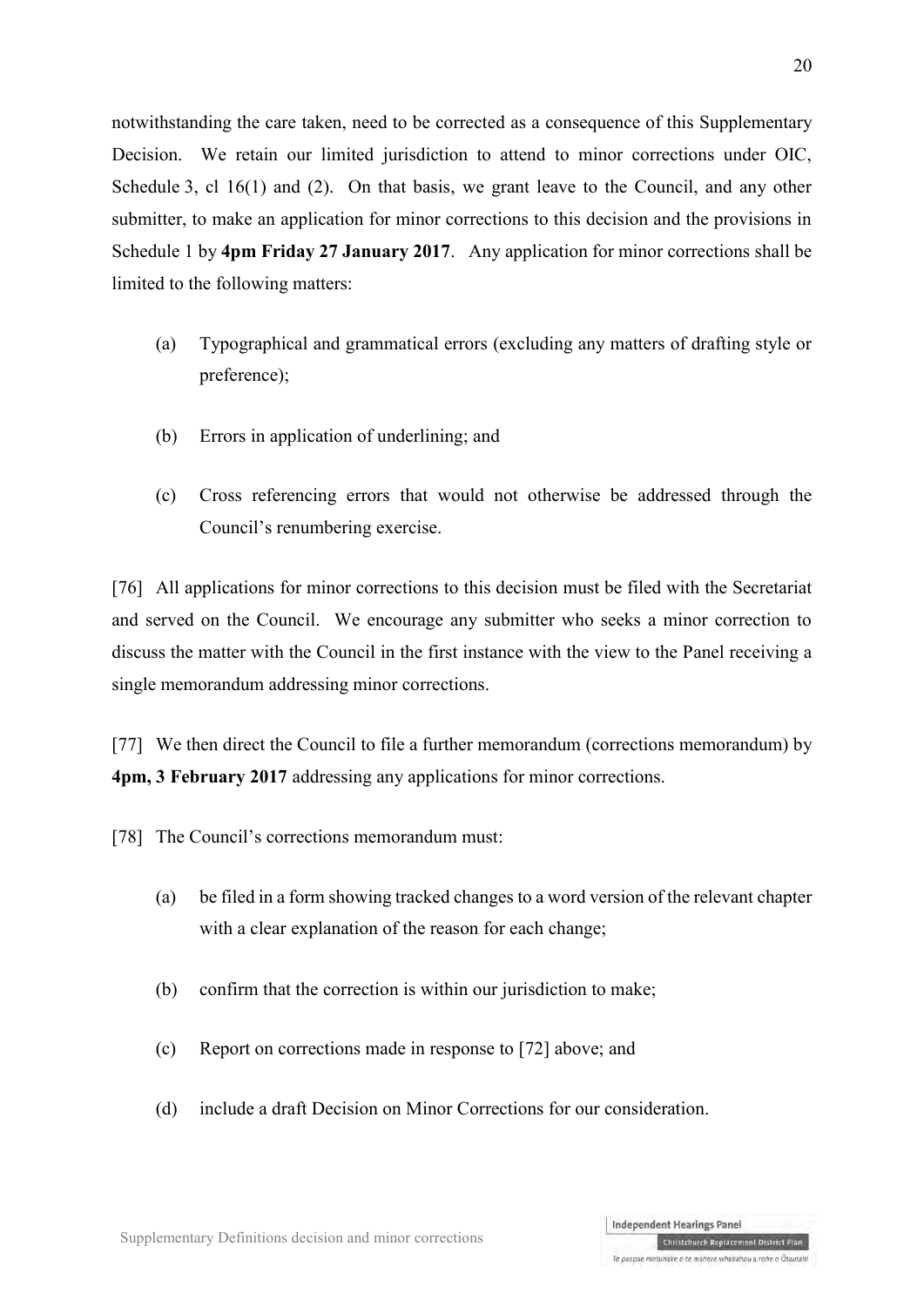notwithstanding the care taken, need to be corrected as a consequence of this Supplementary Decision. We retain our limited jurisdiction to attend to minor corrections under OIC, Schedule 3, cl 16(1) and (2). On that basis, we grant leave to the Council, and any other submitter, to make an application for minor corrections to this decision and the provisions in Schedule 1 by **4pm Friday 27 January 2017**. Any application for minor corrections shall be limited to the following matters:

(a) Typographical and grammatical errors (excluding any matters of drafting style or preference);

(b) Errors in application of underlining; and

(c) Cross referencing errors that would not otherwise be addressed through the Council's renumbering exercise.

[76] All applications for minor corrections to this decision must be filed with the Secretariat and served on the Council. We encourage any submitter who seeks a minor correction to discuss the matter with the Council in the first instance with the view to the Panel receiving a single memorandum addressing minor corrections.

[77] We then direct the Council to file a further memorandum (corrections memorandum) by **4pm, 3 February 2017** addressing any applications for minor corrections.

[78] The Council's corrections memorandum must:

(a) be filed in a form showing tracked changes to a word version of the relevant chapter with a clear explanation of the reason for each change;

(b) confirm that the correction is within our jurisdiction to make;

(c) Report on corrections made in response to [72] above; and

(d) include a draft Decision on Minor Corrections for our consideration.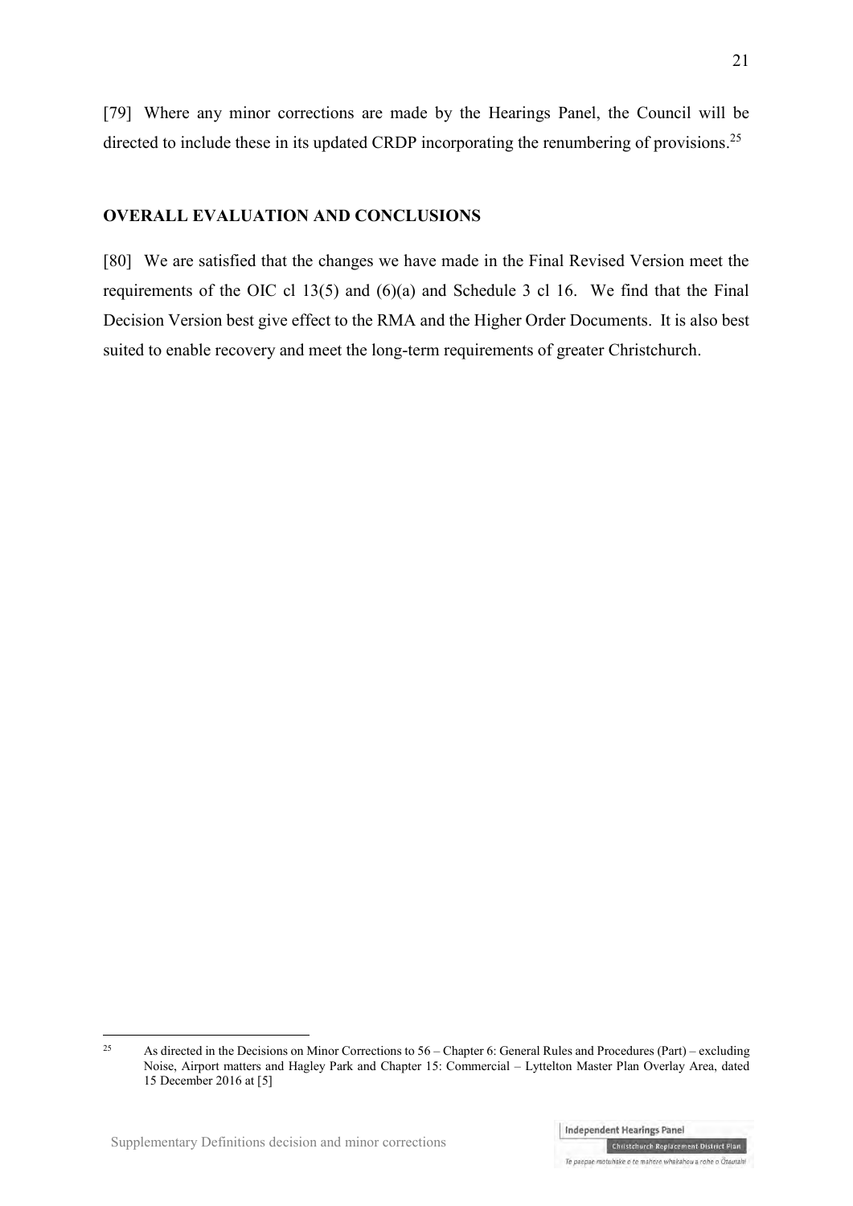[79] Where any minor corrections are made by the Hearings Panel, the Council will be directed to include these in its updated CRDP incorporating the renumbering of provisions.[25]

## OVERALL EVALUATION AND CONCLUSIONS

[80] We are satisfied that the changes we have made in the Final Revised Version meet the requirements of the OIC cl 13(5) and (6)(a) and Schedule 3 cl 16. We find that the Final Decision Version best give effect to the RMA and the Higher Order Documents. It is also best suited to enable recovery and meet the long-term requirements of greater Christchurch.

---

[25] As directed in the Decisions on Minor Corrections to 56 – Chapter 6: General Rules and Procedures (Part) – excluding Noise, Airport matters and Hagley Park and Chapter 15: Commercial – Lyttelton Master Plan Overlay Area, dated 15 December 2016 at [5]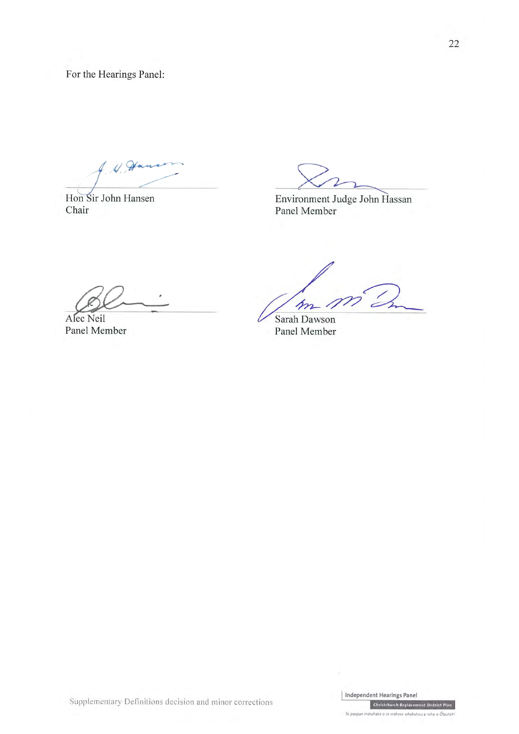For the Hearings Panel:

| | |
|---|---|
| Hon Sir John Hansen<br>Chair | Environment Judge John Hassan<br>Panel Member |
| Alec Neil<br>Panel Member | Sarah Dawson<br>Panel Member |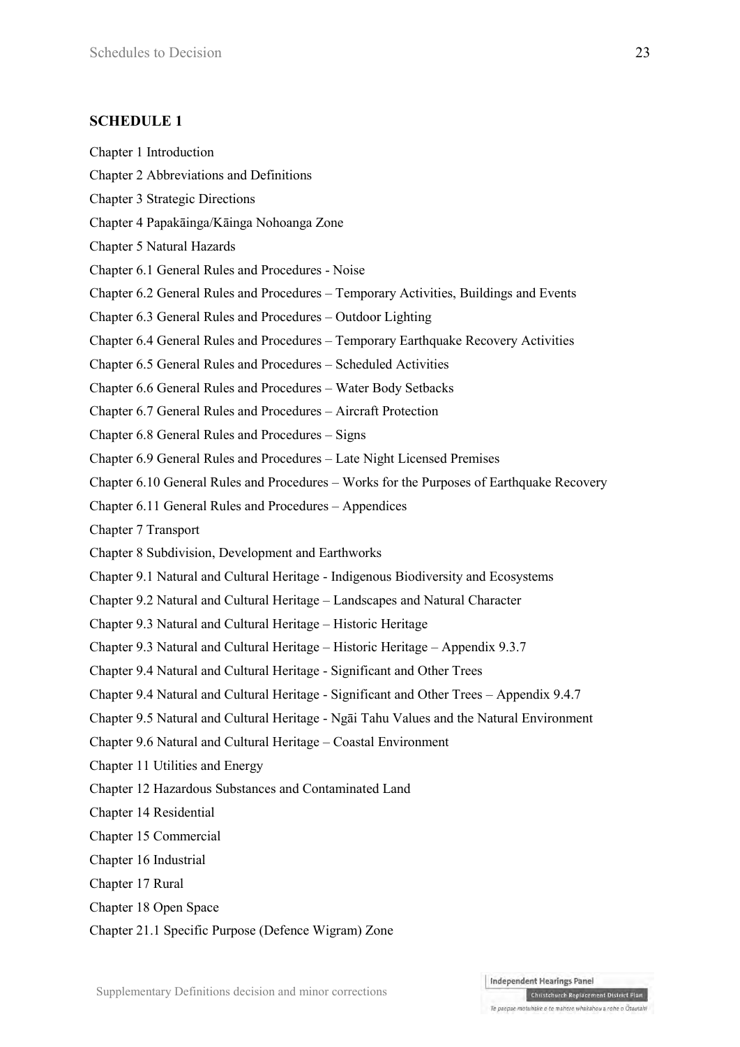## SCHEDULE 1

Chapter 1 Introduction

Chapter 2 Abbreviations and Definitions

Chapter 3 Strategic Directions

Chapter 4 Papakāinga/Kāinga Nohoanga Zone

Chapter 5 Natural Hazards

Chapter 6.1 General Rules and Procedures - Noise

Chapter 6.2 General Rules and Procedures – Temporary Activities, Buildings and Events

Chapter 6.3 General Rules and Procedures – Outdoor Lighting

Chapter 6.4 General Rules and Procedures – Temporary Earthquake Recovery Activities

Chapter 6.5 General Rules and Procedures – Scheduled Activities

Chapter 6.6 General Rules and Procedures – Water Body Setbacks

Chapter 6.7 General Rules and Procedures – Aircraft Protection

Chapter 6.8 General Rules and Procedures – Signs

Chapter 6.9 General Rules and Procedures – Late Night Licensed Premises

Chapter 6.10 General Rules and Procedures – Works for the Purposes of Earthquake Recovery

Chapter 6.11 General Rules and Procedures – Appendices

Chapter 7 Transport

Chapter 8 Subdivision, Development and Earthworks

Chapter 9.1 Natural and Cultural Heritage - Indigenous Biodiversity and Ecosystems

Chapter 9.2 Natural and Cultural Heritage – Landscapes and Natural Character

Chapter 9.3 Natural and Cultural Heritage – Historic Heritage

Chapter 9.3 Natural and Cultural Heritage – Historic Heritage – Appendix 9.3.7

Chapter 9.4 Natural and Cultural Heritage - Significant and Other Trees

Chapter 9.4 Natural and Cultural Heritage - Significant and Other Trees – Appendix 9.4.7

Chapter 9.5 Natural and Cultural Heritage - Ngāi Tahu Values and the Natural Environment

Chapter 9.6 Natural and Cultural Heritage – Coastal Environment

Chapter 11 Utilities and Energy

Chapter 12 Hazardous Substances and Contaminated Land

Chapter 14 Residential

Chapter 15 Commercial

Chapter 16 Industrial

Chapter 17 Rural

Chapter 18 Open Space

Chapter 21.1 Specific Purpose (Defence Wigram) Zone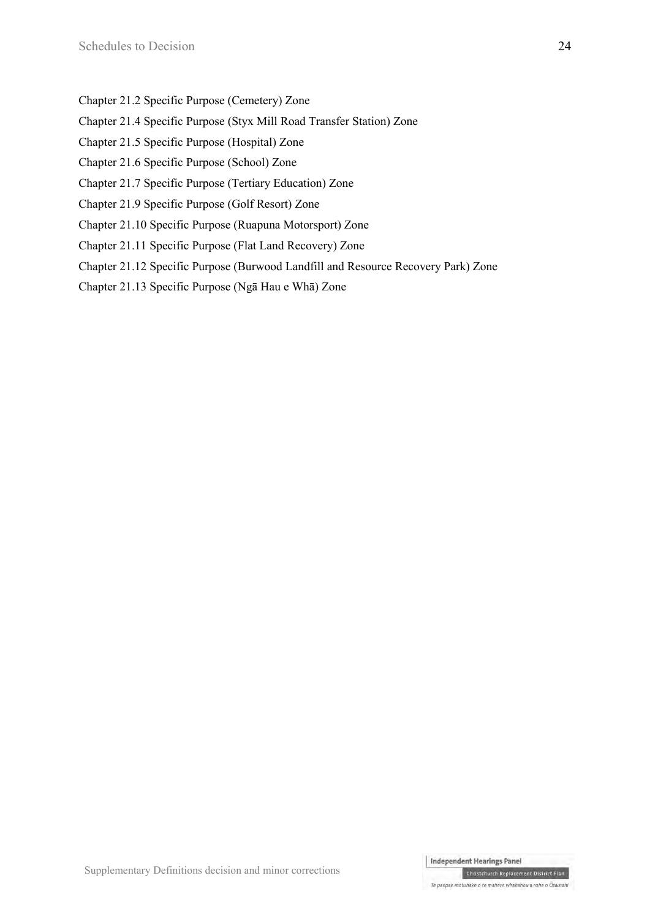Chapter 21.2 Specific Purpose (Cemetery) Zone

Chapter 21.4 Specific Purpose (Styx Mill Road Transfer Station) Zone

Chapter 21.5 Specific Purpose (Hospital) Zone

Chapter 21.6 Specific Purpose (School) Zone

Chapter 21.7 Specific Purpose (Tertiary Education) Zone

Chapter 21.9 Specific Purpose (Golf Resort) Zone

Chapter 21.10 Specific Purpose (Ruapuna Motorsport) Zone

Chapter 21.11 Specific Purpose (Flat Land Recovery) Zone

Chapter 21.12 Specific Purpose (Burwood Landfill and Resource Recovery Park) Zone

Chapter 21.13 Specific Purpose (Ngā Hau e Whā) Zone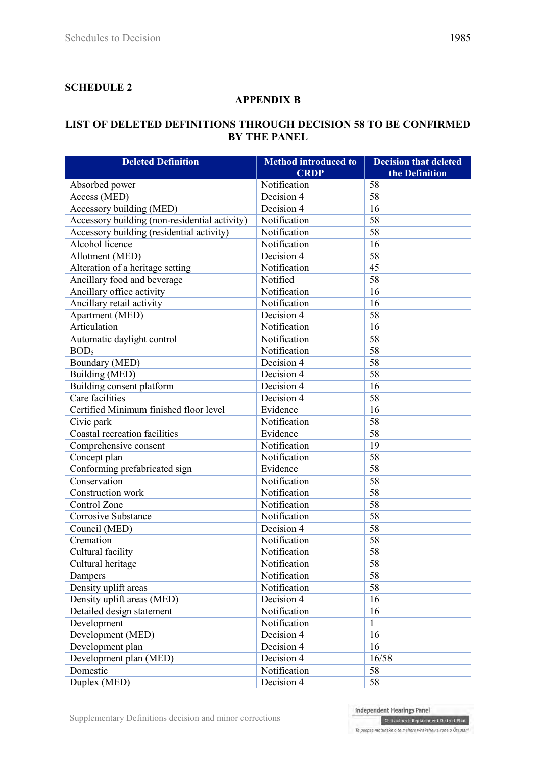**SCHEDULE 2**

**APPENDIX B**

**LIST OF DELETED DEFINITIONS THROUGH DECISION 58 TO BE CONFIRMED BY THE PANEL**

| Deleted Definition | Method introduced to CRDP | Decision that deleted the Definition |
|---|---|---|
| Absorbed power | Notification | 58 |
| Access (MED) | Decision 4 | 58 |
| Accessory building (MED) | Decision 4 | 16 |
| Accessory building (non-residential activity) | Notification | 58 |
| Accessory building (residential activity) | Notification | 58 |
| Alcohol licence | Notification | 16 |
| Allotment (MED) | Decision 4 | 58 |
| Alteration of a heritage setting | Notification | 45 |
| Ancillary food and beverage | Notified | 58 |
| Ancillary office activity | Notification | 16 |
| Ancillary retail activity | Notification | 16 |
| Apartment (MED) | Decision 4 | 58 |
| Articulation | Notification | 16 |
| Automatic daylight control | Notification | 58 |
| $BOD_5$ | Notification | 58 |
| Boundary (MED) | Decision 4 | 58 |
| Building (MED) | Decision 4 | 58 |
| Building consent platform | Decision 4 | 16 |
| Care facilities | Decision 4 | 58 |
| Certified Minimum finished floor level | Evidence | 16 |
| Civic park | Notification | 58 |
| Coastal recreation facilities | Evidence | 58 |
| Comprehensive consent | Notification | 19 |
| Concept plan | Notification | 58 |
| Conforming prefabricated sign | Evidence | 58 |
| Conservation | Notification | 58 |
| Construction work | Notification | 58 |
| Control Zone | Notification | 58 |
| Corrosive Substance | Notification | 58 |
| Council (MED) | Decision 4 | 58 |
| Cremation | Notification | 58 |
| Cultural facility | Notification | 58 |
| Cultural heritage | Notification | 58 |
| Dampers | Notification | 58 |
| Density uplift areas | Notification | 58 |
| Density uplift areas (MED) | Decision 4 | 16 |
| Detailed design statement | Notification | 16 |
| Development | Notification | 1 |
| Development (MED) | Decision 4 | 16 |
| Development plan | Decision 4 | 16 |
| Development plan (MED) | Decision 4 | 16/58 |
| Domestic | Notification | 58 |
| Duplex (MED) | Decision 4 | 58 |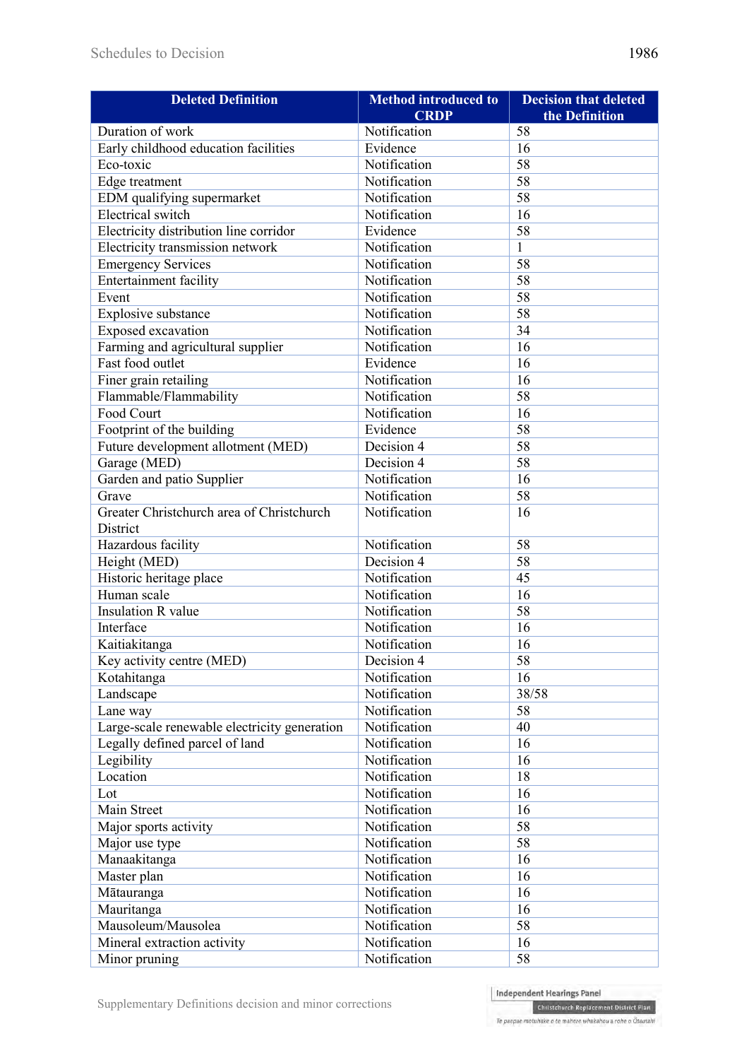| Deleted Definition | Method introduced to CRDP | Decision that deleted the Definition |
|---|---|---|
| Duration of work | Notification | 58 |
| Early childhood education facilities | Evidence | 16 |
| Eco-toxic | Notification | 58 |
| Edge treatment | Notification | 58 |
| EDM qualifying supermarket | Notification | 58 |
| Electrical switch | Notification | 16 |
| Electricity distribution line corridor | Evidence | 58 |
| Electricity transmission network | Notification | 1 |
| Emergency Services | Notification | 58 |
| Entertainment facility | Notification | 58 |
| Event | Notification | 58 |
| Explosive substance | Notification | 58 |
| Exposed excavation | Notification | 34 |
| Farming and agricultural supplier | Notification | 16 |
| Fast food outlet | Evidence | 16 |
| Finer grain retailing | Notification | 16 |
| Flammable/Flammability | Notification | 58 |
| Food Court | Notification | 16 |
| Footprint of the building | Evidence | 58 |
| Future development allotment (MED) | Decision 4 | 58 |
| Garage (MED) | Decision 4 | 58 |
| Garden and patio Supplier | Notification | 16 |
| Grave | Notification | 58 |
| Greater Christchurch area of Christchurch District | Notification | 16 |
| Hazardous facility | Notification | 58 |
| Height (MED) | Decision 4 | 58 |
| Historic heritage place | Notification | 45 |
| Human scale | Notification | 16 |
| Insulation R value | Notification | 58 |
| Interface | Notification | 16 |
| Kaitiakitanga | Notification | 16 |
| Key activity centre (MED) | Decision 4 | 58 |
| Kotahitanga | Notification | 16 |
| Landscape | Notification | 38/58 |
| Lane way | Notification | 58 |
| Large-scale renewable electricity generation | Notification | 40 |
| Legally defined parcel of land | Notification | 16 |
| Legibility | Notification | 16 |
| Location | Notification | 18 |
| Lot | Notification | 16 |
| Main Street | Notification | 16 |
| Major sports activity | Notification | 58 |
| Major use type | Notification | 58 |
| Manaakitanga | Notification | 16 |
| Master plan | Notification | 16 |
| Mātauranga | Notification | 16 |
| Mauritanga | Notification | 16 |
| Mausoleum/Mausolea | Notification | 58 |
| Mineral extraction activity | Notification | 16 |
| Minor pruning | Notification | 58 |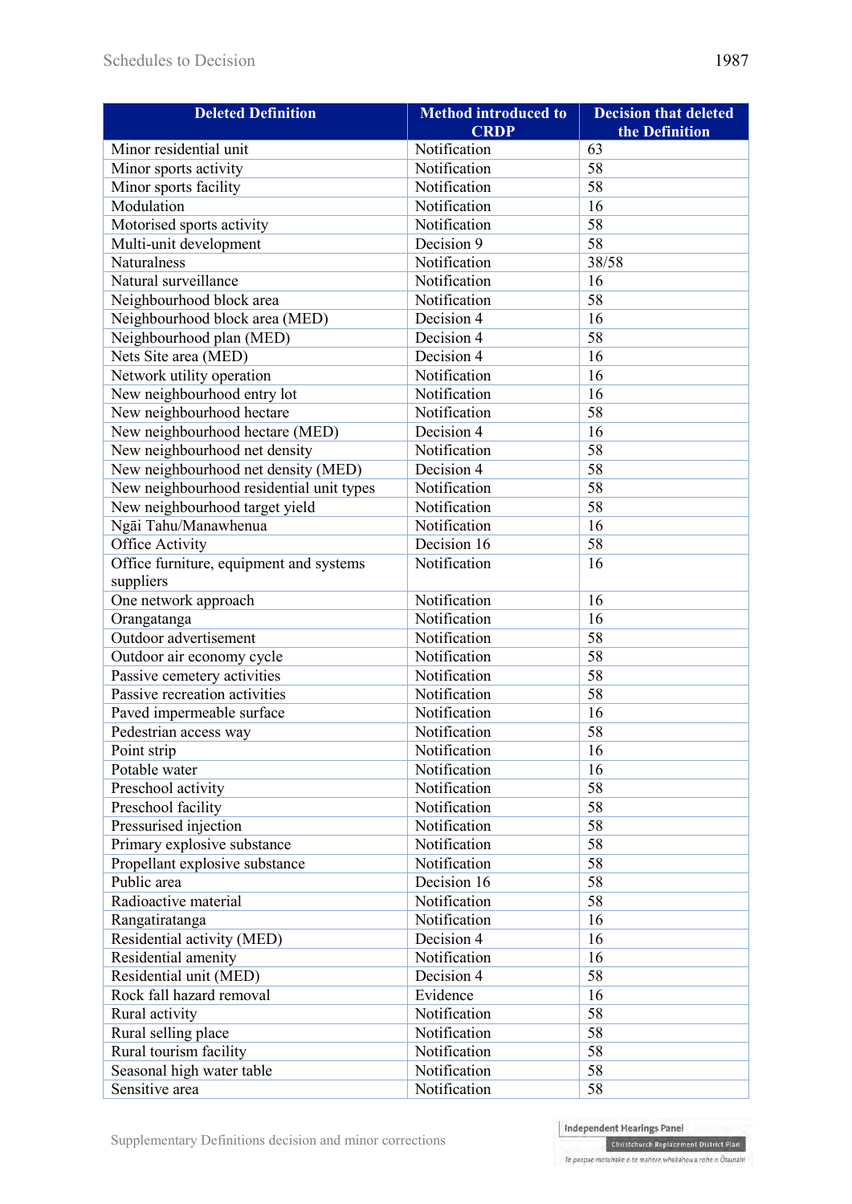| Deleted Definition | Method introduced to CRDP | Decision that deleted the Definition |
|---|---|---|
| Minor residential unit | Notification | 63 |
| Minor sports activity | Notification | 58 |
| Minor sports facility | Notification | 58 |
| Modulation | Notification | 16 |
| Motorised sports activity | Notification | 58 |
| Multi-unit development | Decision 9 | 58 |
| Naturalness | Notification | 38/58 |
| Natural surveillance | Notification | 16 |
| Neighbourhood block area | Notification | 58 |
| Neighbourhood block area (MED) | Decision 4 | 16 |
| Neighbourhood plan (MED) | Decision 4 | 58 |
| Nets Site area (MED) | Decision 4 | 16 |
| Network utility operation | Notification | 16 |
| New neighbourhood entry lot | Notification | 16 |
| New neighbourhood hectare | Notification | 58 |
| New neighbourhood hectare (MED) | Decision 4 | 16 |
| New neighbourhood net density | Notification | 58 |
| New neighbourhood net density (MED) | Decision 4 | 58 |
| New neighbourhood residential unit types | Notification | 58 |
| New neighbourhood target yield | Notification | 58 |
| Ngāi Tahu/Manawhenua | Notification | 16 |
| Office Activity | Decision 16 | 58 |
| Office furniture, equipment and systems suppliers | Notification | 16 |
| One network approach | Notification | 16 |
| Orangatanga | Notification | 16 |
| Outdoor advertisement | Notification | 58 |
| Outdoor air economy cycle | Notification | 58 |
| Passive cemetery activities | Notification | 58 |
| Passive recreation activities | Notification | 58 |
| Paved impermeable surface | Notification | 16 |
| Pedestrian access way | Notification | 58 |
| Point strip | Notification | 16 |
| Potable water | Notification | 16 |
| Preschool activity | Notification | 58 |
| Preschool facility | Notification | 58 |
| Pressurised injection | Notification | 58 |
| Primary explosive substance | Notification | 58 |
| Propellant explosive substance | Notification | 58 |
| Public area | Decision 16 | 58 |
| Radioactive material | Notification | 58 |
| Rangatiratanga | Notification | 16 |
| Residential activity (MED) | Decision 4 | 16 |
| Residential amenity | Notification | 16 |
| Residential unit (MED) | Decision 4 | 58 |
| Rock fall hazard removal | Evidence | 16 |
| Rural activity | Notification | 58 |
| Rural selling place | Notification | 58 |
| Rural tourism facility | Notification | 58 |
| Seasonal high water table | Notification | 58 |
| Sensitive area | Notification | 58 |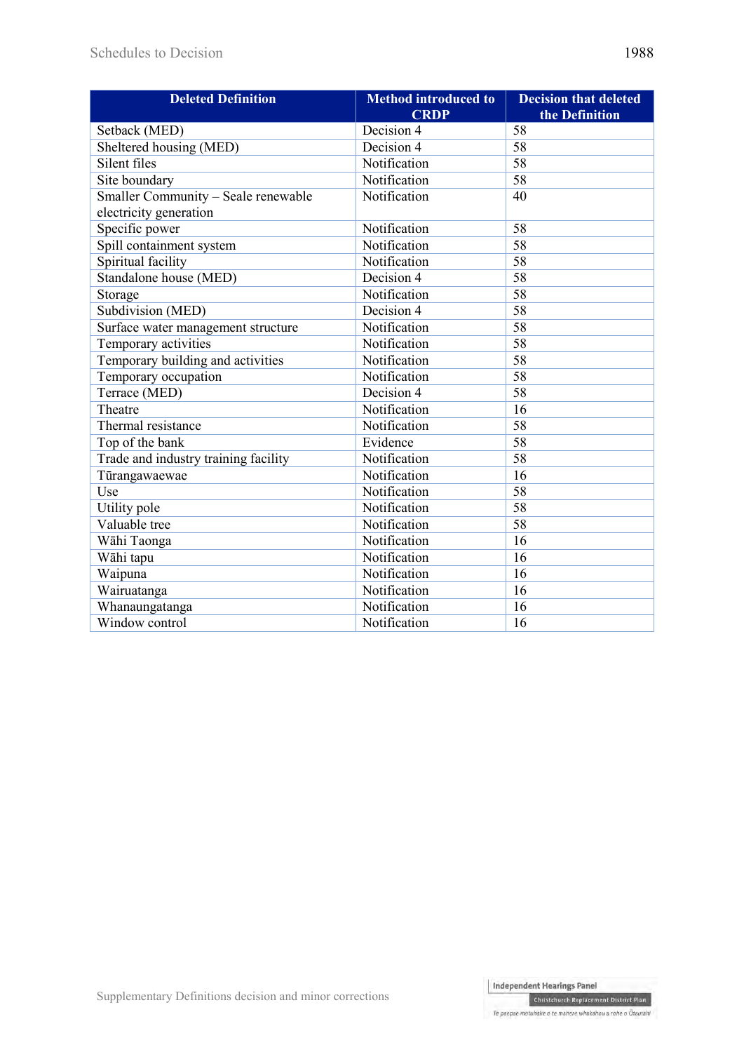| Deleted Definition | Method introduced to CRDP | Decision that deleted the Definition |
|---|---|---|
| Setback (MED) | Decision 4 | 58 |
| Sheltered housing (MED) | Decision 4 | 58 |
| Silent files | Notification | 58 |
| Site boundary | Notification | 58 |
| Smaller Community – Seale renewable electricity generation | Notification | 40 |
| Specific power | Notification | 58 |
| Spill containment system | Notification | 58 |
| Spiritual facility | Notification | 58 |
| Standalone house (MED) | Decision 4 | 58 |
| Storage | Notification | 58 |
| Subdivision (MED) | Decision 4 | 58 |
| Surface water management structure | Notification | 58 |
| Temporary activities | Notification | 58 |
| Temporary building and activities | Notification | 58 |
| Temporary occupation | Notification | 58 |
| Terrace (MED) | Decision 4 | 58 |
| Theatre | Notification | 16 |
| Thermal resistance | Notification | 58 |
| Top of the bank | Evidence | 58 |
| Trade and industry training facility | Notification | 58 |
| Tūrangawaewae | Notification | 16 |
| Use | Notification | 58 |
| Utility pole | Notification | 58 |
| Valuable tree | Notification | 58 |
| Wāhi Taonga | Notification | 16 |
| Wāhi tapu | Notification | 16 |
| Waipuna | Notification | 16 |
| Wairuatanga | Notification | 16 |
| Whanaungatanga | Notification | 16 |
| Window control | Notification | 16 |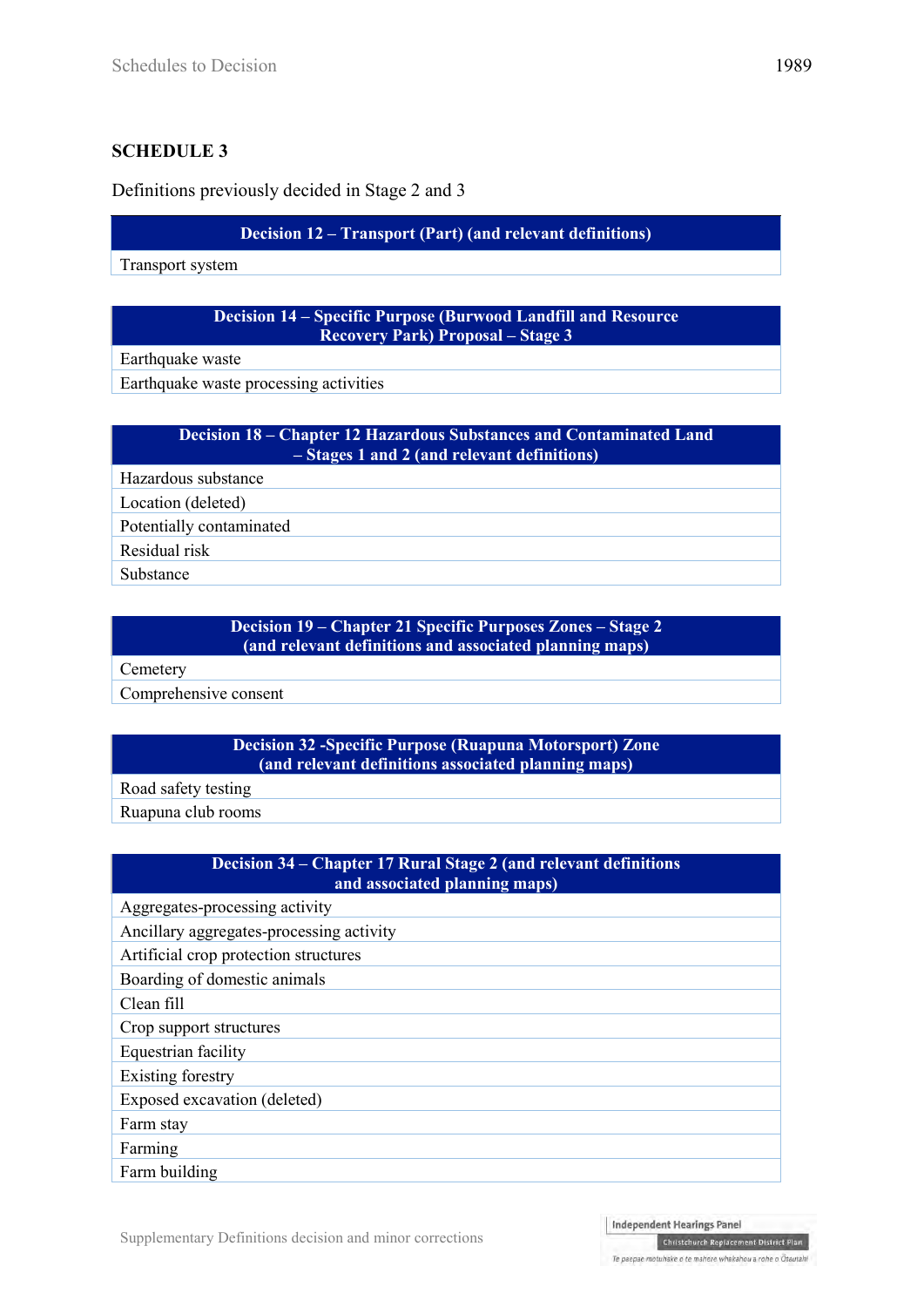## SCHEDULE 3

Definitions previously decided in Stage 2 and 3

| Decision 12 – Transport (Part) (and relevant definitions) |
|---|
| Transport system |

| Decision 14 – Specific Purpose (Burwood Landfill and Resource Recovery Park) Proposal – Stage 3 |
|---|
| Earthquake waste |
| Earthquake waste processing activities |

| Decision 18 – Chapter 12 Hazardous Substances and Contaminated Land – Stages 1 and 2 (and relevant definitions) |
|---|
| Hazardous substance |
| Location (deleted) |
| Potentially contaminated |
| Residual risk |
| Substance |

| Decision 19 – Chapter 21 Specific Purposes Zones – Stage 2 (and relevant definitions and associated planning maps) |
|---|
| Cemetery |
| Comprehensive consent |

| Decision 32 -Specific Purpose (Ruapuna Motorsport) Zone (and relevant definitions associated planning maps) |
|---|
| Road safety testing |
| Ruapuna club rooms |

| Decision 34 – Chapter 17 Rural Stage 2 (and relevant definitions and associated planning maps) |
|---|
| Aggregates-processing activity |
| Ancillary aggregates-processing activity |
| Artificial crop protection structures |
| Boarding of domestic animals |
| Clean fill |
| Crop support structures |
| Equestrian facility |
| Existing forestry |
| Exposed excavation (deleted) |
| Farm stay |
| Farming |
| Farm building |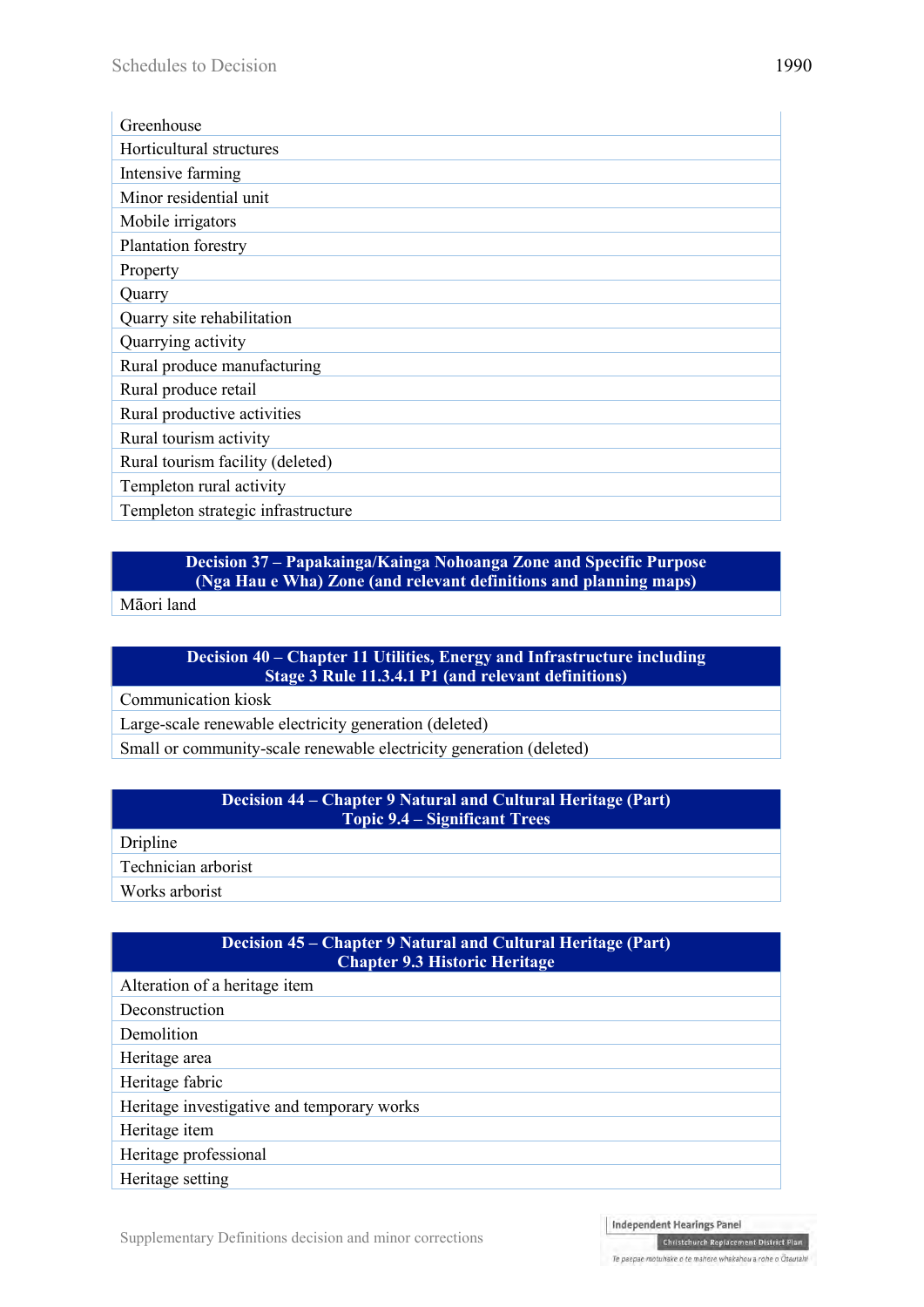| |
|---|
| Greenhouse |
| Horticultural structures |
| Intensive farming |
| Minor residential unit |
| Mobile irrigators |
| Plantation forestry |
| Property |
| Quarry |
| Quarry site rehabilitation |
| Quarrying activity |
| Rural produce manufacturing |
| Rural produce retail |
| Rural productive activities |
| Rural tourism activity |
| Rural tourism facility (deleted) |
| Templeton rural activity |
| Templeton strategic infrastructure |

| Decision 37 – Papakainga/Kainga Nohoanga Zone and Specific Purpose (Nga Hau e Wha) Zone (and relevant definitions and planning maps) |
|---|
| Māori land |

| Decision 40 – Chapter 11 Utilities, Energy and Infrastructure including Stage 3 Rule 11.3.4.1 P1 (and relevant definitions) |
|---|
| Communication kiosk |
| Large-scale renewable electricity generation (deleted) |
| Small or community-scale renewable electricity generation (deleted) |

| Decision 44 – Chapter 9 Natural and Cultural Heritage (Part) Topic 9.4 – Significant Trees |
|---|
| Dripline |
| Technician arborist |
| Works arborist |

| Decision 45 – Chapter 9 Natural and Cultural Heritage (Part) Chapter 9.3 Historic Heritage |
|---|
| Alteration of a heritage item |
| Deconstruction |
| Demolition |
| Heritage area |
| Heritage fabric |
| Heritage investigative and temporary works |
| Heritage item |
| Heritage professional |
| Heritage setting |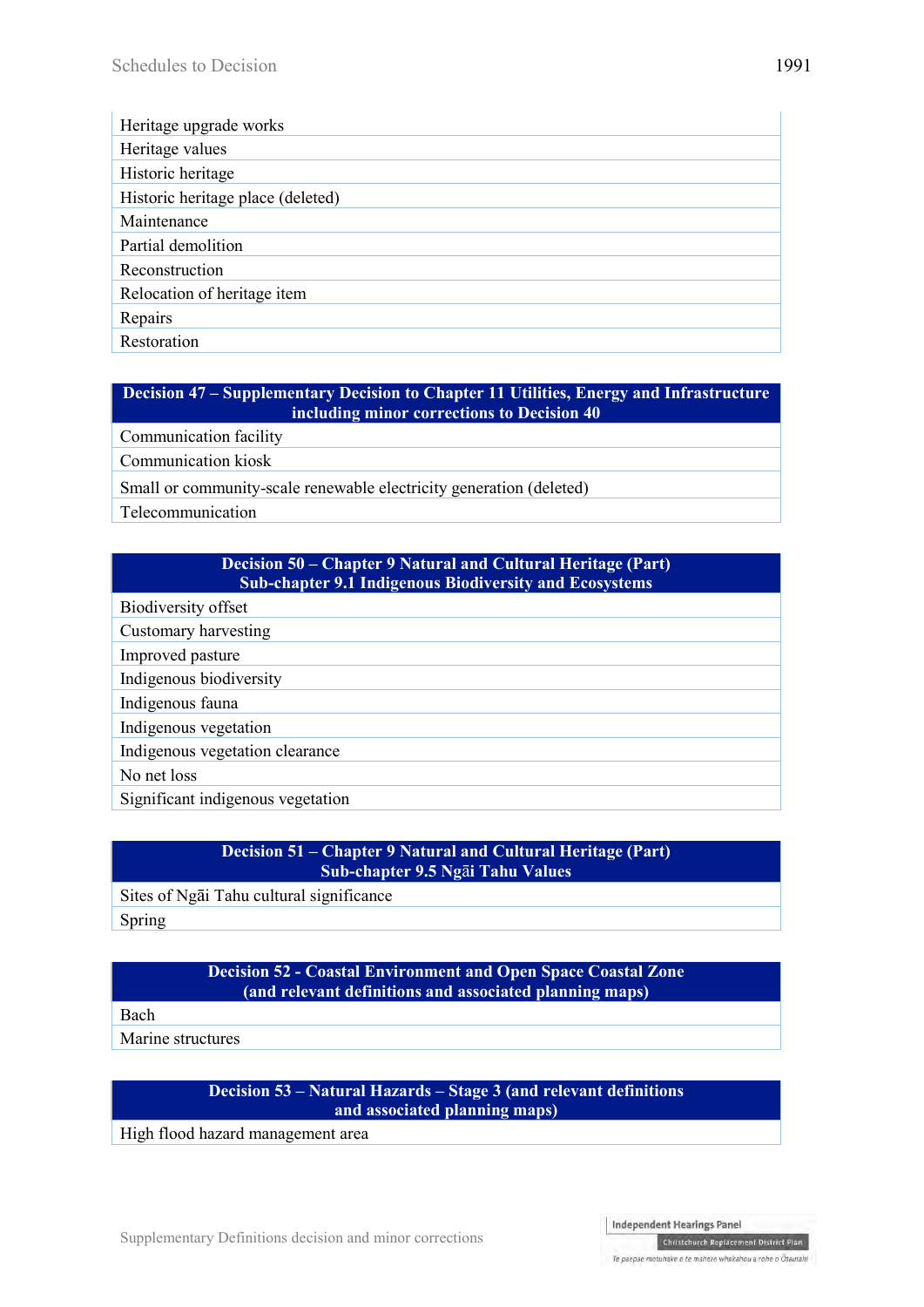| Heritage upgrade works |
|---|
| Heritage values |
| Historic heritage |
| Historic heritage place (deleted) |
| Maintenance |
| Partial demolition |
| Reconstruction |
| Relocation of heritage item |
| Repairs |
| Restoration |

| **Decision 47 – Supplementary Decision to Chapter 11 Utilities, Energy and Infrastructure including minor corrections to Decision 40** |
|---|
| Communication facility |
| Communication kiosk |
| Small or community-scale renewable electricity generation (deleted) |
| Telecommunication |

| **Decision 50 – Chapter 9 Natural and Cultural Heritage (Part) Sub-chapter 9.1 Indigenous Biodiversity and Ecosystems** |
|---|
| Biodiversity offset |
| Customary harvesting |
| Improved pasture |
| Indigenous biodiversity |
| Indigenous fauna |
| Indigenous vegetation |
| Indigenous vegetation clearance |
| No net loss |
| Significant indigenous vegetation |

| **Decision 51 – Chapter 9 Natural and Cultural Heritage (Part) Sub-chapter 9.5 Ngāi Tahu Values** |
|---|
| Sites of Ngāi Tahu cultural significance |
| Spring |

| **Decision 52 - Coastal Environment and Open Space Coastal Zone (and relevant definitions and associated planning maps)** |
|---|
| Bach |
| Marine structures |

| **Decision 53 – Natural Hazards – Stage 3 (and relevant definitions and associated planning maps)** |
|---|
| High flood hazard management area |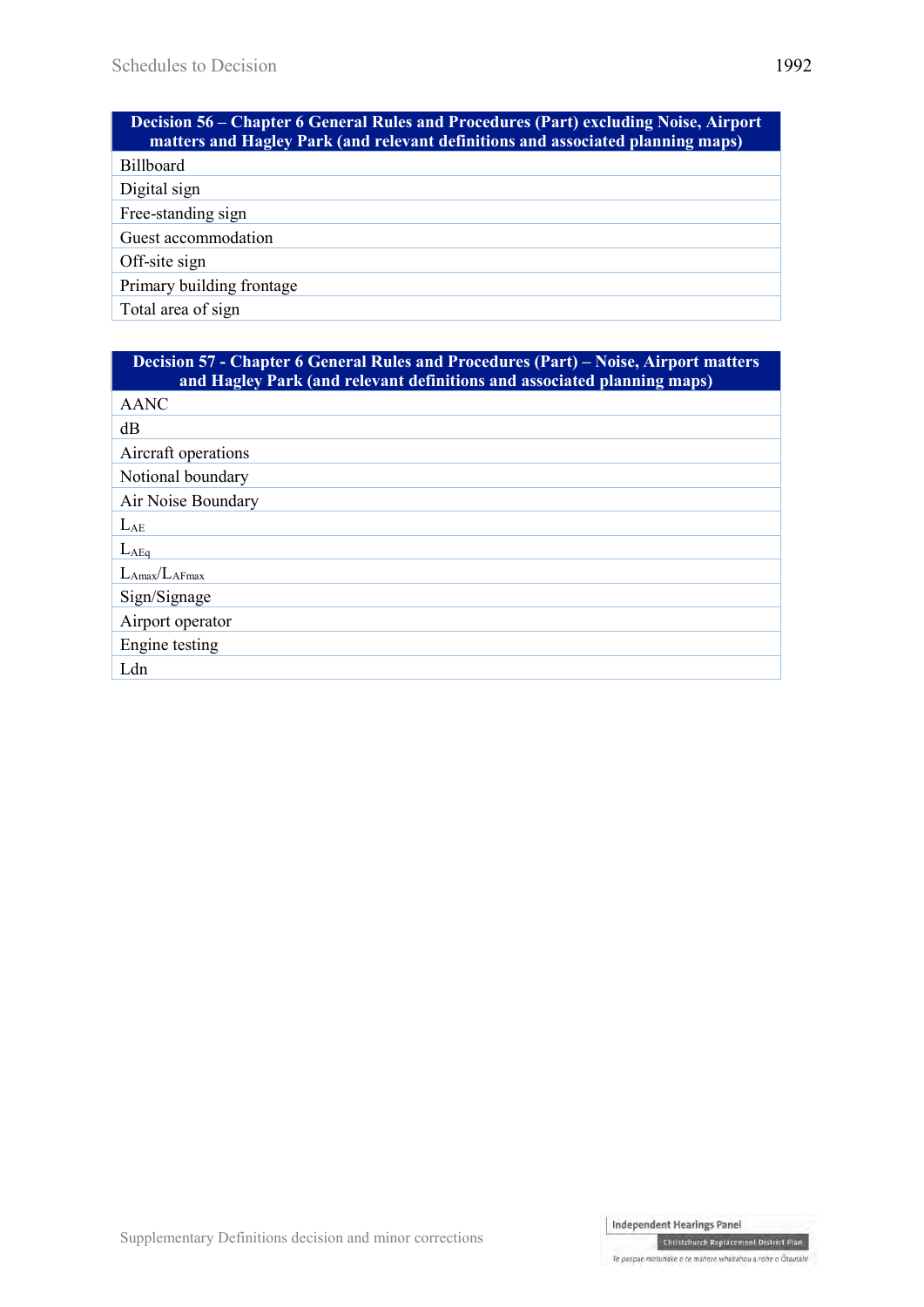| Decision 56 – Chapter 6 General Rules and Procedures (Part) excluding Noise, Airport matters and Hagley Park (and relevant definitions and associated planning maps) |
| --- |
| Billboard |
| Digital sign |
| Free-standing sign |
| Guest accommodation |
| Off-site sign |
| Primary building frontage |
| Total area of sign |

| Decision 57 - Chapter 6 General Rules and Procedures (Part) – Noise, Airport matters and Hagley Park (and relevant definitions and associated planning maps) |
| --- |
| AANC |
| dB |
| Aircraft operations |
| Notional boundary |
| Air Noise Boundary |
| $L_{AE}$ |
| $L_{AEq}$ |
| $L_{Amax}$/$L_{AFmax}$ |
| Sign/Signage |
| Airport operator |
| Engine testing |
| Ldn |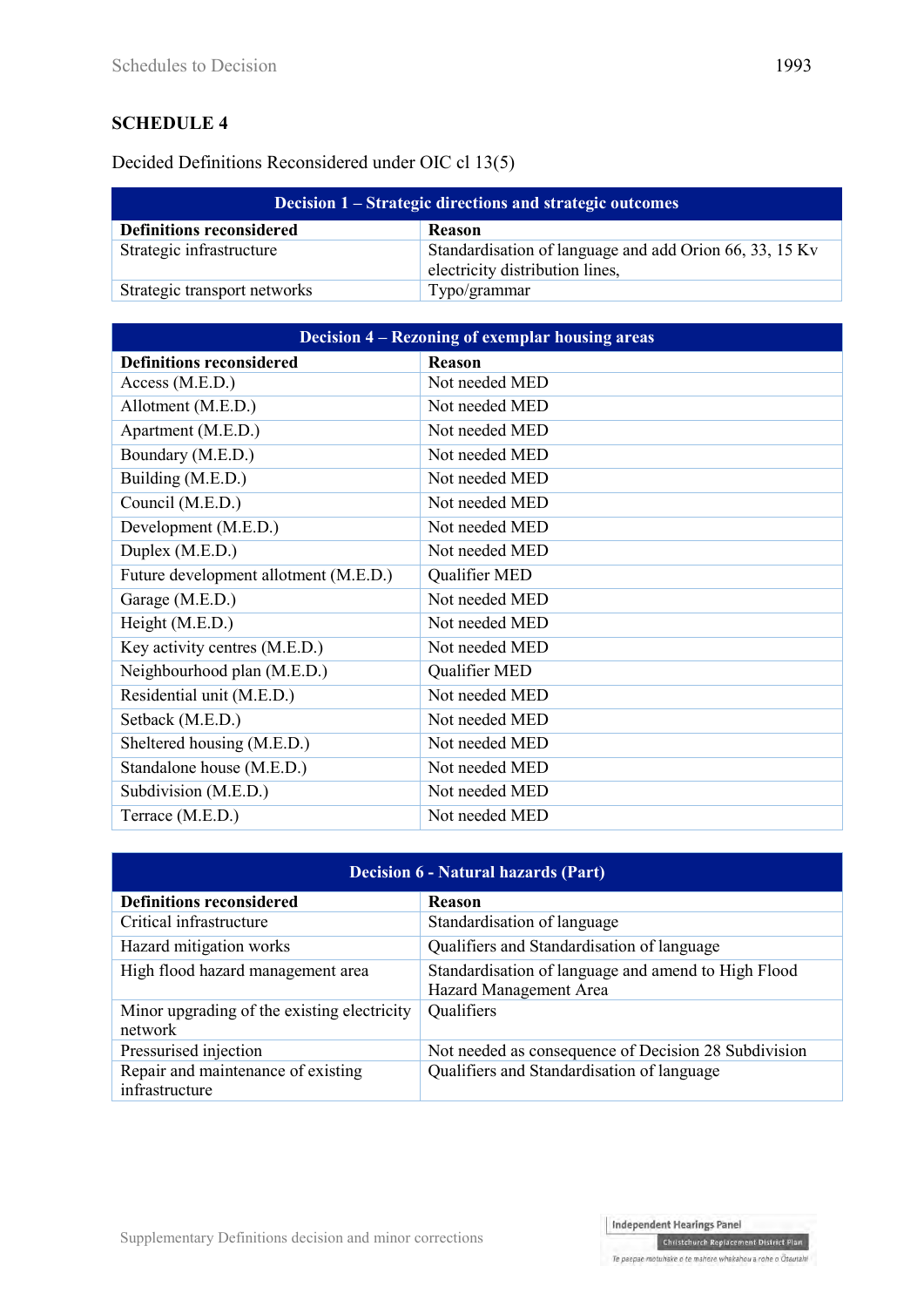## SCHEDULE 4

Decided Definitions Reconsidered under OIC cl 13(5)

| Decision 1 – Strategic directions and strategic outcomes | |
|---|---|
| **Definitions reconsidered** | **Reason** |
| Strategic infrastructure | Standardisation of language and add Orion 66, 33, 15 Kv electricity distribution lines, |
| Strategic transport networks | Typo/grammar |

| Decision 4 – Rezoning of exemplar housing areas | |
|---|---|
| **Definitions reconsidered** | **Reason** |
| Access (M.E.D.) | Not needed MED |
| Allotment (M.E.D.) | Not needed MED |
| Apartment (M.E.D.) | Not needed MED |
| Boundary (M.E.D.) | Not needed MED |
| Building (M.E.D.) | Not needed MED |
| Council (M.E.D.) | Not needed MED |
| Development (M.E.D.) | Not needed MED |
| Duplex (M.E.D.) | Not needed MED |
| Future development allotment (M.E.D.) | Qualifier MED |
| Garage (M.E.D.) | Not needed MED |
| Height (M.E.D.) | Not needed MED |
| Key activity centres (M.E.D.) | Not needed MED |
| Neighbourhood plan (M.E.D.) | Qualifier MED |
| Residential unit (M.E.D.) | Not needed MED |
| Setback (M.E.D.) | Not needed MED |
| Sheltered housing (M.E.D.) | Not needed MED |
| Standalone house (M.E.D.) | Not needed MED |
| Subdivision (M.E.D.) | Not needed MED |
| Terrace (M.E.D.) | Not needed MED |

| Decision 6 - Natural hazards (Part) | |
|---|---|
| **Definitions reconsidered** | **Reason** |
| Critical infrastructure | Standardisation of language |
| Hazard mitigation works | Qualifiers and Standardisation of language |
| High flood hazard management area | Standardisation of language and amend to High Flood Hazard Management Area |
| Minor upgrading of the existing electricity network | Qualifiers |
| Pressurised injection | Not needed as consequence of Decision 28 Subdivision |
| Repair and maintenance of existing infrastructure | Qualifiers and Standardisation of language |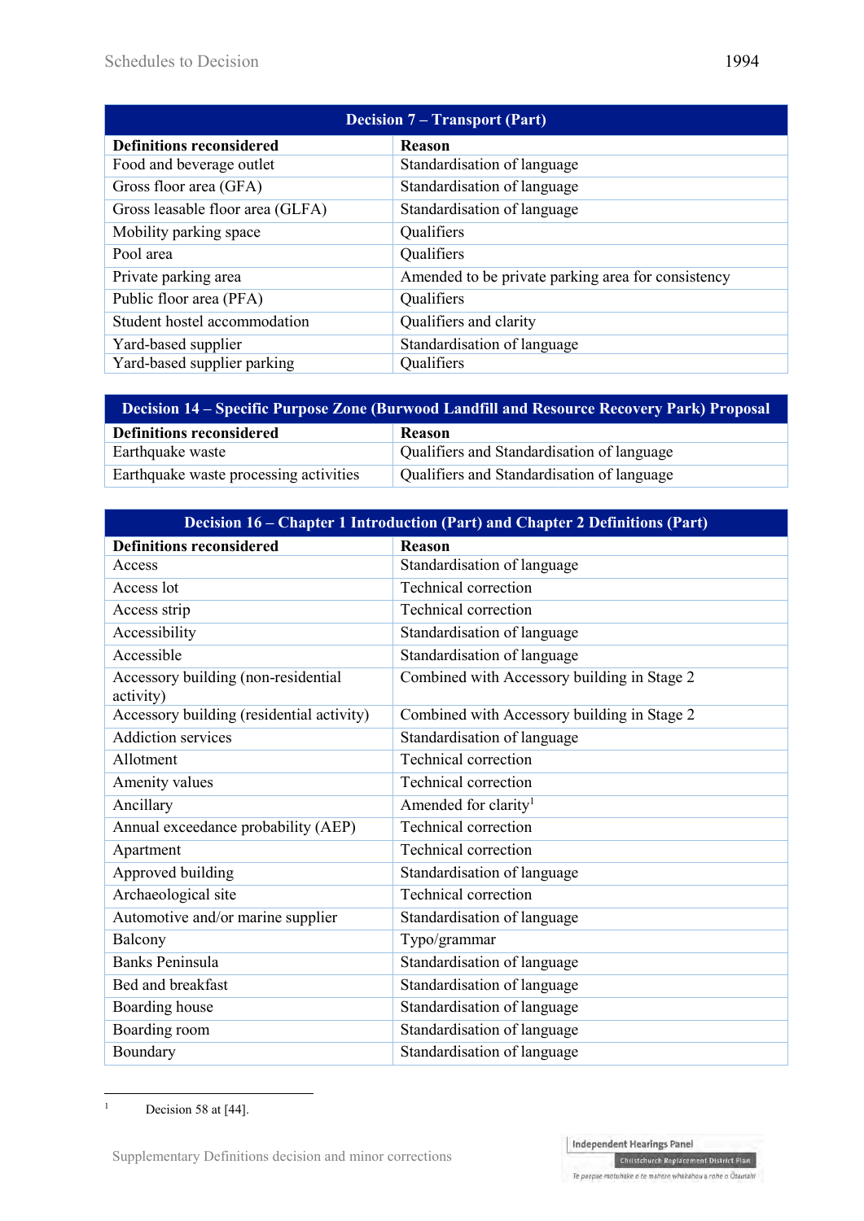| Decision 7 – Transport (Part) | |
|---|---|
| **Definitions reconsidered** | **Reason** |
| Food and beverage outlet | Standardisation of language |
| Gross floor area (GFA) | Standardisation of language |
| Gross leasable floor area (GLFA) | Standardisation of language |
| Mobility parking space | Qualifiers |
| Pool area | Qualifiers |
| Private parking area | Amended to be private parking area for consistency |
| Public floor area (PFA) | Qualifiers |
| Student hostel accommodation | Qualifiers and clarity |
| Yard-based supplier | Standardisation of language |
| Yard-based supplier parking | Qualifiers |

| Decision 14 – Specific Purpose Zone (Burwood Landfill and Resource Recovery Park) Proposal | |
|---|---|
| **Definitions reconsidered** | **Reason** |
| Earthquake waste | Qualifiers and Standardisation of language |
| Earthquake waste processing activities | Qualifiers and Standardisation of language |

| Decision 16 – Chapter 1 Introduction (Part) and Chapter 2 Definitions (Part) | |
|---|---|
| **Definitions reconsidered** | **Reason** |
| Access | Standardisation of language |
| Access lot | Technical correction |
| Access strip | Technical correction |
| Accessibility | Standardisation of language |
| Accessible | Standardisation of language |
| Accessory building (non-residential activity) | Combined with Accessory building in Stage 2 |
| Accessory building (residential activity) | Combined with Accessory building in Stage 2 |
| Addiction services | Standardisation of language |
| Allotment | Technical correction |
| Amenity values | Technical correction |
| Ancillary | Amended for clarity[1] |
| Annual exceedance probability (AEP) | Technical correction |
| Apartment | Technical correction |
| Approved building | Standardisation of language |
| Archaeological site | Technical correction |
| Automotive and/or marine supplier | Standardisation of language |
| Balcony | Typo/grammar |
| Banks Peninsula | Standardisation of language |
| Bed and breakfast | Standardisation of language |
| Boarding house | Standardisation of language |
| Boarding room | Standardisation of language |
| Boundary | Standardisation of language |

[1] Decision 58 at [44].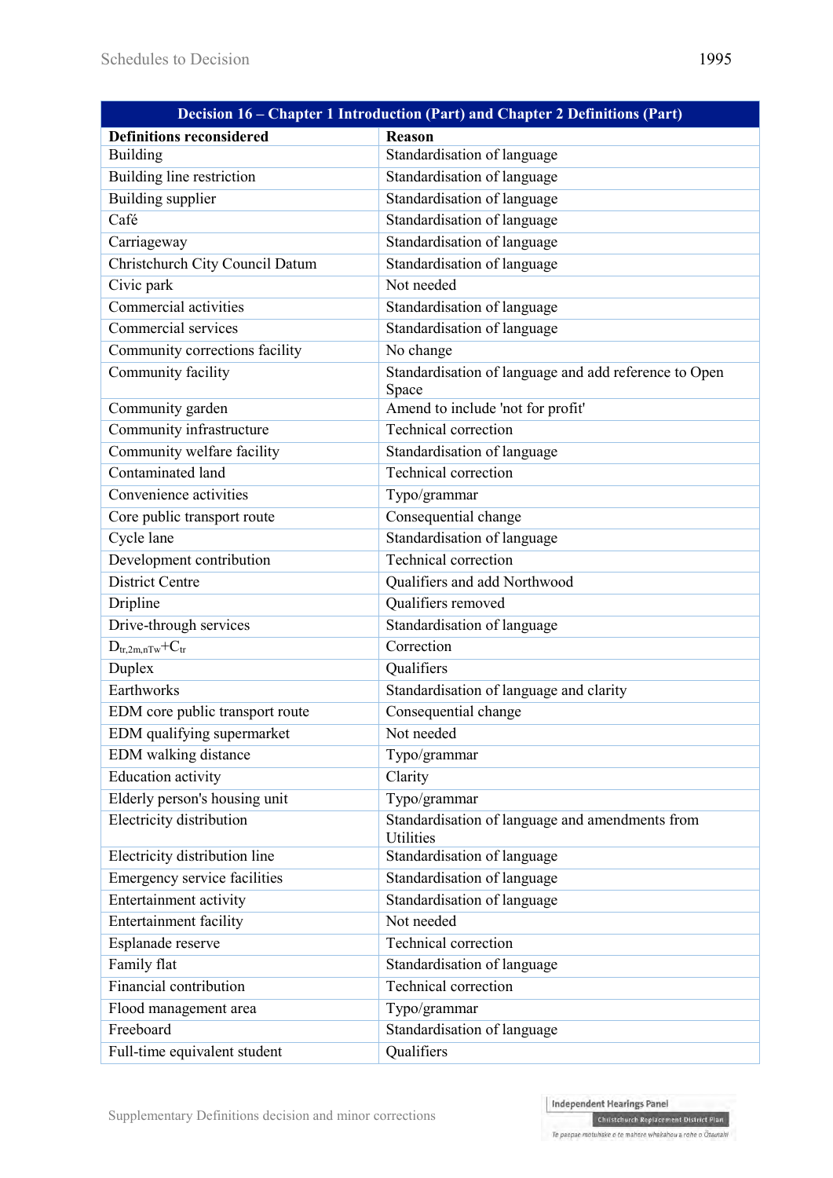| Decision 16 – Chapter 1 Introduction (Part) and Chapter 2 Definitions (Part) | |
|---|---|
| **Definitions reconsidered** | **Reason** |
| Building | Standardisation of language |
| Building line restriction | Standardisation of language |
| Building supplier | Standardisation of language |
| Café | Standardisation of language |
| Carriageway | Standardisation of language |
| Christchurch City Council Datum | Standardisation of language |
| Civic park | Not needed |
| Commercial activities | Standardisation of language |
| Commercial services | Standardisation of language |
| Community corrections facility | No change |
| Community facility | Standardisation of language and add reference to Open Space |
| Community garden | Amend to include 'not for profit' |
| Community infrastructure | Technical correction |
| Community welfare facility | Standardisation of language |
| Contaminated land | Technical correction |
| Convenience activities | Typo/grammar |
| Core public transport route | Consequential change |
| Cycle lane | Standardisation of language |
| Development contribution | Technical correction |
| District Centre | Qualifiers and add Northwood |
| Dripline | Qualifiers removed |
| Drive-through services | Standardisation of language |
| $D_{tr,2m,nTw}+C_{tr}$ | Correction |
| Duplex | Qualifiers |
| Earthworks | Standardisation of language and clarity |
| EDM core public transport route | Consequential change |
| EDM qualifying supermarket | Not needed |
| EDM walking distance | Typo/grammar |
| Education activity | Clarity |
| Elderly person's housing unit | Typo/grammar |
| Electricity distribution | Standardisation of language and amendments from Utilities |
| Electricity distribution line | Standardisation of language |
| Emergency service facilities | Standardisation of language |
| Entertainment activity | Standardisation of language |
| Entertainment facility | Not needed |
| Esplanade reserve | Technical correction |
| Family flat | Standardisation of language |
| Financial contribution | Technical correction |
| Flood management area | Typo/grammar |
| Freeboard | Standardisation of language |
| Full-time equivalent student | Qualifiers |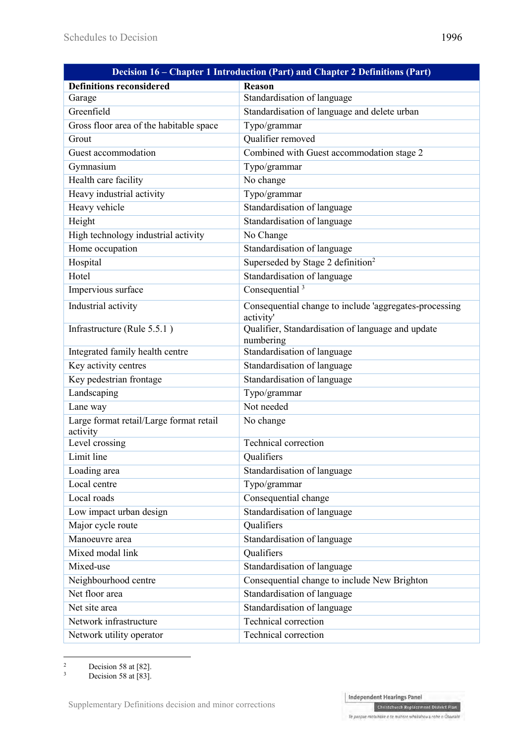| Decision 16 – Chapter 1 Introduction (Part) and Chapter 2 Definitions (Part) | |
|---|---|
| **Definitions reconsidered** | **Reason** |
| Garage | Standardisation of language |
| Greenfield | Standardisation of language and delete urban |
| Gross floor area of the habitable space | Typo/grammar |
| Grout | Qualifier removed |
| Guest accommodation | Combined with Guest accommodation stage 2 |
| Gymnasium | Typo/grammar |
| Health care facility | No change |
| Heavy industrial activity | Typo/grammar |
| Heavy vehicle | Standardisation of language |
| Height | Standardisation of language |
| High technology industrial activity | No Change |
| Home occupation | Standardisation of language |
| Hospital | Superseded by Stage 2 definition[2] |
| Hotel | Standardisation of language |
| Impervious surface | Consequential [3] |
| Industrial activity | Consequential change to include 'aggregates-processing activity' |
| Infrastructure (Rule 5.5.1 ) | Qualifier, Standardisation of language and update numbering |
| Integrated family health centre | Standardisation of language |
| Key activity centres | Standardisation of language |
| Key pedestrian frontage | Standardisation of language |
| Landscaping | Typo/grammar |
| Lane way | Not needed |
| Large format retail/Large format retail activity | No change |
| Level crossing | Technical correction |
| Limit line | Qualifiers |
| Loading area | Standardisation of language |
| Local centre | Typo/grammar |
| Local roads | Consequential change |
| Low impact urban design | Standardisation of language |
| Major cycle route | Qualifiers |
| Manoeuvre area | Standardisation of language |
| Mixed modal link | Qualifiers |
| Mixed-use | Standardisation of language |
| Neighbourhood centre | Consequential change to include New Brighton |
| Net floor area | Standardisation of language |
| Net site area | Standardisation of language |
| Network infrastructure | Technical correction |
| Network utility operator | Technical correction |

[2] Decision 58 at [82].
[3] Decision 58 at [83].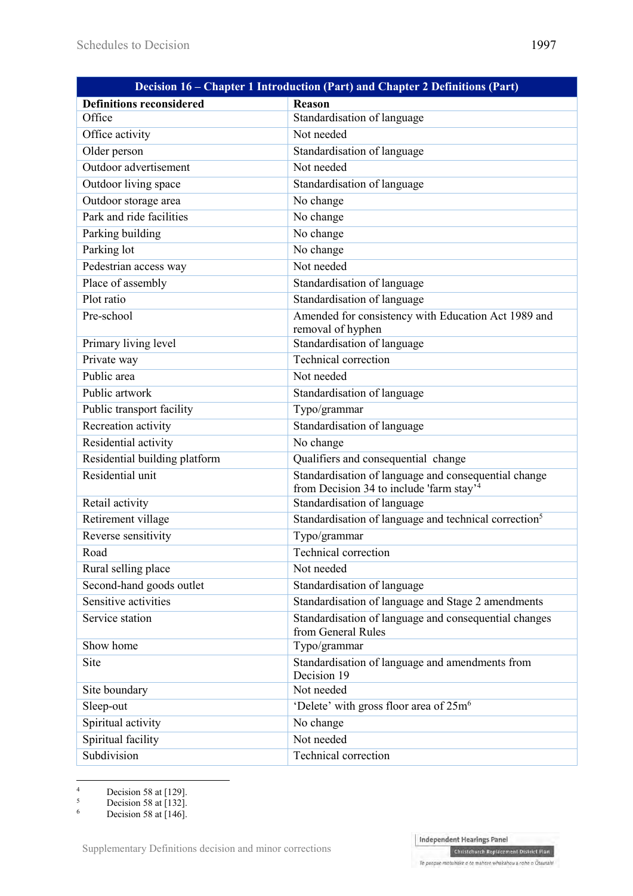| Decision 16 – Chapter 1 Introduction (Part) and Chapter 2 Definitions (Part) | |
|---|---|
| **Definitions reconsidered** | **Reason** |
| Office | Standardisation of language |
| Office activity | Not needed |
| Older person | Standardisation of language |
| Outdoor advertisement | Not needed |
| Outdoor living space | Standardisation of language |
| Outdoor storage area | No change |
| Park and ride facilities | No change |
| Parking building | No change |
| Parking lot | No change |
| Pedestrian access way | Not needed |
| Place of assembly | Standardisation of language |
| Plot ratio | Standardisation of language |
| Pre-school | Amended for consistency with Education Act 1989 and removal of hyphen |
| Primary living level | Standardisation of language |
| Private way | Technical correction |
| Public area | Not needed |
| Public artwork | Standardisation of language |
| Public transport facility | Typo/grammar |
| Recreation activity | Standardisation of language |
| Residential activity | No change |
| Residential building platform | Qualifiers and consequential change |
| Residential unit | Standardisation of language and consequential change from Decision 34 to include 'farm stay'[4] |
| Retail activity | Standardisation of language |
| Retirement village | Standardisation of language and technical correction[5] |
| Reverse sensitivity | Typo/grammar |
| Road | Technical correction |
| Rural selling place | Not needed |
| Second-hand goods outlet | Standardisation of language |
| Sensitive activities | Standardisation of language and Stage 2 amendments |
| Service station | Standardisation of language and consequential changes from General Rules |
| Show home | Typo/grammar |
| Site | Standardisation of language and amendments from Decision 19 |
| Site boundary | Not needed |
| Sleep-out | 'Delete' with gross floor area of 25m[6] |
| Spiritual activity | No change |
| Spiritual facility | Not needed |
| Subdivision | Technical correction |

[4] Decision 58 at [129].
[5] Decision 58 at [132].
[6] Decision 58 at [146].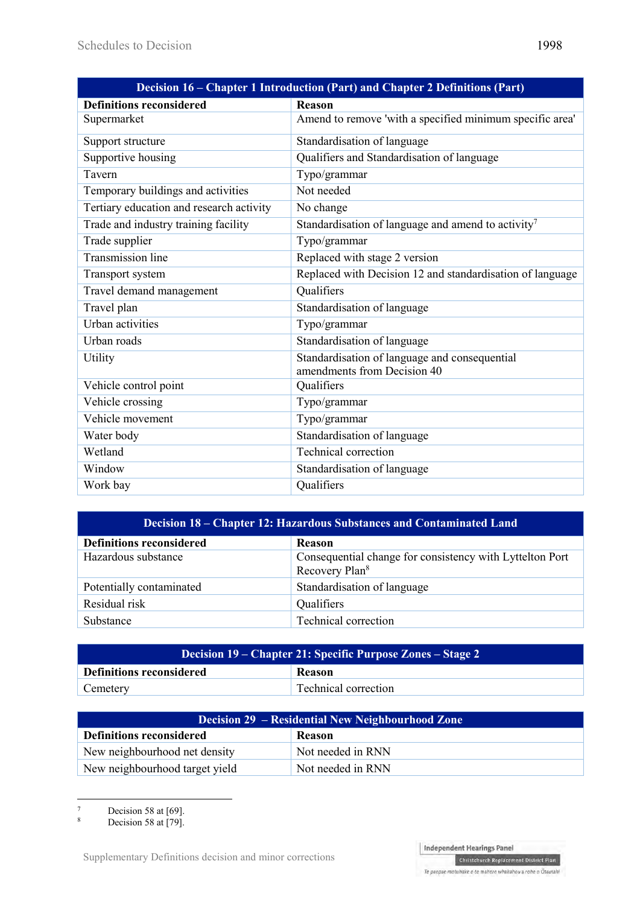| Decision 16 – Chapter 1 Introduction (Part) and Chapter 2 Definitions (Part) | |
|---|---|
| **Definitions reconsidered** | **Reason** |
| Supermarket | Amend to remove 'with a specified minimum specific area' |
| Support structure | Standardisation of language |
| Supportive housing | Qualifiers and Standardisation of language |
| Tavern | Typo/grammar |
| Temporary buildings and activities | Not needed |
| Tertiary education and research activity | No change |
| Trade and industry training facility | Standardisation of language and amend to activity[7] |
| Trade supplier | Typo/grammar |
| Transmission line | Replaced with stage 2 version |
| Transport system | Replaced with Decision 12 and standardisation of language |
| Travel demand management | Qualifiers |
| Travel plan | Standardisation of language |
| Urban activities | Typo/grammar |
| Urban roads | Standardisation of language |
| Utility | Standardisation of language and consequential amendments from Decision 40 |
| Vehicle control point | Qualifiers |
| Vehicle crossing | Typo/grammar |
| Vehicle movement | Typo/grammar |
| Water body | Standardisation of language |
| Wetland | Technical correction |
| Window | Standardisation of language |
| Work bay | Qualifiers |

| Decision 18 – Chapter 12: Hazardous Substances and Contaminated Land | |
|---|---|
| **Definitions reconsidered** | **Reason** |
| Hazardous substance | Consequential change for consistency with Lyttelton Port Recovery Plan[8] |
| Potentially contaminated | Standardisation of language |
| Residual risk | Qualifiers |
| Substance | Technical correction |

| Decision 19 – Chapter 21: Specific Purpose Zones – Stage 2 | |
|---|---|
| **Definitions reconsidered** | **Reason** |
| Cemetery | Technical correction |

| Decision 29 – Residential New Neighbourhood Zone | |
|---|---|
| **Definitions reconsidered** | **Reason** |
| New neighbourhood net density | Not needed in RNN |
| New neighbourhood target yield | Not needed in RNN |

[7] Decision 58 at [69].

[8] Decision 58 at [79].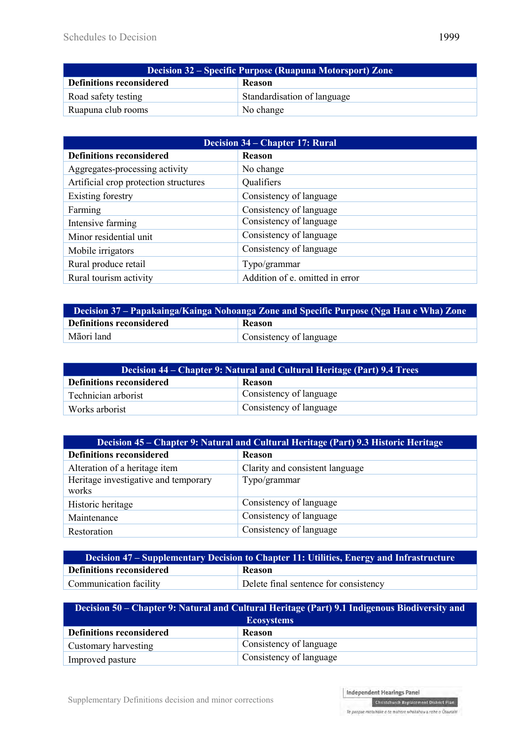| Decision 32 – Specific Purpose (Ruapuna Motorsport) Zone | |
|---|---|
| **Definitions reconsidered** | **Reason** |
| Road safety testing | Standardisation of language |
| Ruapuna club rooms | No change |

| Decision 34 – Chapter 17: Rural | |
|---|---|
| **Definitions reconsidered** | **Reason** |
| Aggregates-processing activity | No change |
| Artificial crop protection structures | Qualifiers |
| Existing forestry | Consistency of language |
| Farming | Consistency of language |
| Intensive farming | Consistency of language |
| Minor residential unit | Consistency of language |
| Mobile irrigators | Consistency of language |
| Rural produce retail | Typo/grammar |
| Rural tourism activity | Addition of e. omitted in error |

| Decision 37 – Papakainga/Kainga Nohoanga Zone and Specific Purpose (Nga Hau e Wha) Zone | |
|---|---|
| **Definitions reconsidered** | **Reason** |
| Māori land | Consistency of language |

| Decision 44 – Chapter 9: Natural and Cultural Heritage (Part) 9.4 Trees | |
|---|---|
| **Definitions reconsidered** | **Reason** |
| Technician arborist | Consistency of language |
| Works arborist | Consistency of language |

| Decision 45 – Chapter 9: Natural and Cultural Heritage (Part) 9.3 Historic Heritage | |
|---|---|
| **Definitions reconsidered** | **Reason** |
| Alteration of a heritage item | Clarity and consistent language |
| Heritage investigative and temporary works | Typo/grammar |
| Historic heritage | Consistency of language |
| Maintenance | Consistency of language |
| Restoration | Consistency of language |

| Decision 47 – Supplementary Decision to Chapter 11: Utilities, Energy and Infrastructure | |
|---|---|
| **Definitions reconsidered** | **Reason** |
| Communication facility | Delete final sentence for consistency |

| Decision 50 – Chapter 9: Natural and Cultural Heritage (Part) 9.1 Indigenous Biodiversity and Ecosystems | |
|---|---|
| **Definitions reconsidered** | **Reason** |
| Customary harvesting | Consistency of language |
| Improved pasture | Consistency of language |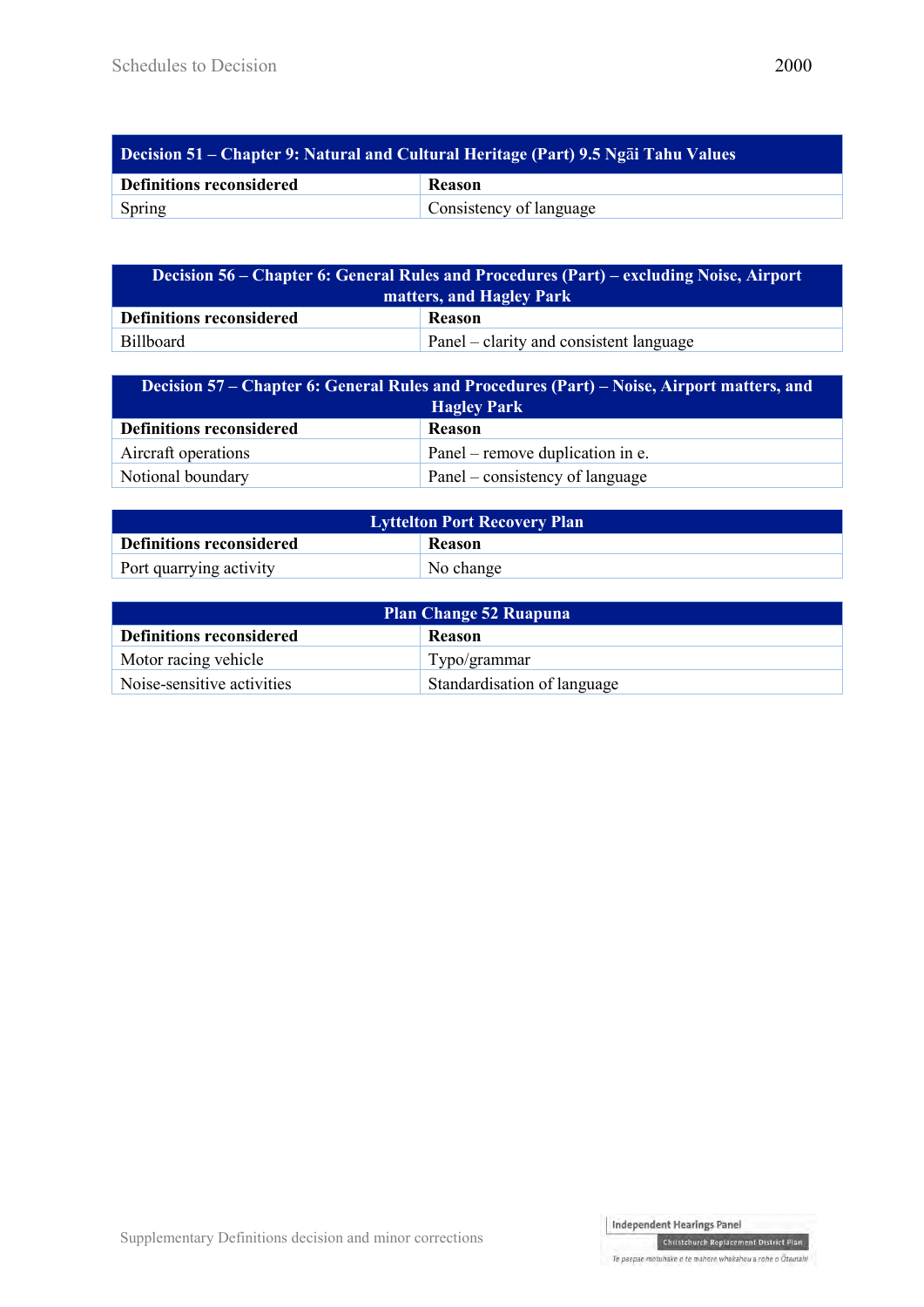| Decision 51 – Chapter 9: Natural and Cultural Heritage (Part) 9.5 Ngāi Tahu Values | |
|---|---|
| **Definitions reconsidered** | **Reason** |
| Spring | Consistency of language |

| Decision 56 – Chapter 6: General Rules and Procedures (Part) – excluding Noise, Airport matters, and Hagley Park | |
|---|---|
| **Definitions reconsidered** | **Reason** |
| Billboard | Panel – clarity and consistent language |

| Decision 57 – Chapter 6: General Rules and Procedures (Part) – Noise, Airport matters, and Hagley Park | |
|---|---|
| **Definitions reconsidered** | **Reason** |
| Aircraft operations | Panel – remove duplication in e. |
| Notional boundary | Panel – consistency of language |

| Lyttelton Port Recovery Plan | |
|---|---|
| **Definitions reconsidered** | **Reason** |
| Port quarrying activity | No change |

| Plan Change 52 Ruapuna | |
|---|---|
| **Definitions reconsidered** | **Reason** |
| Motor racing vehicle | Typo/grammar |
| Noise-sensitive activities | Standardisation of language |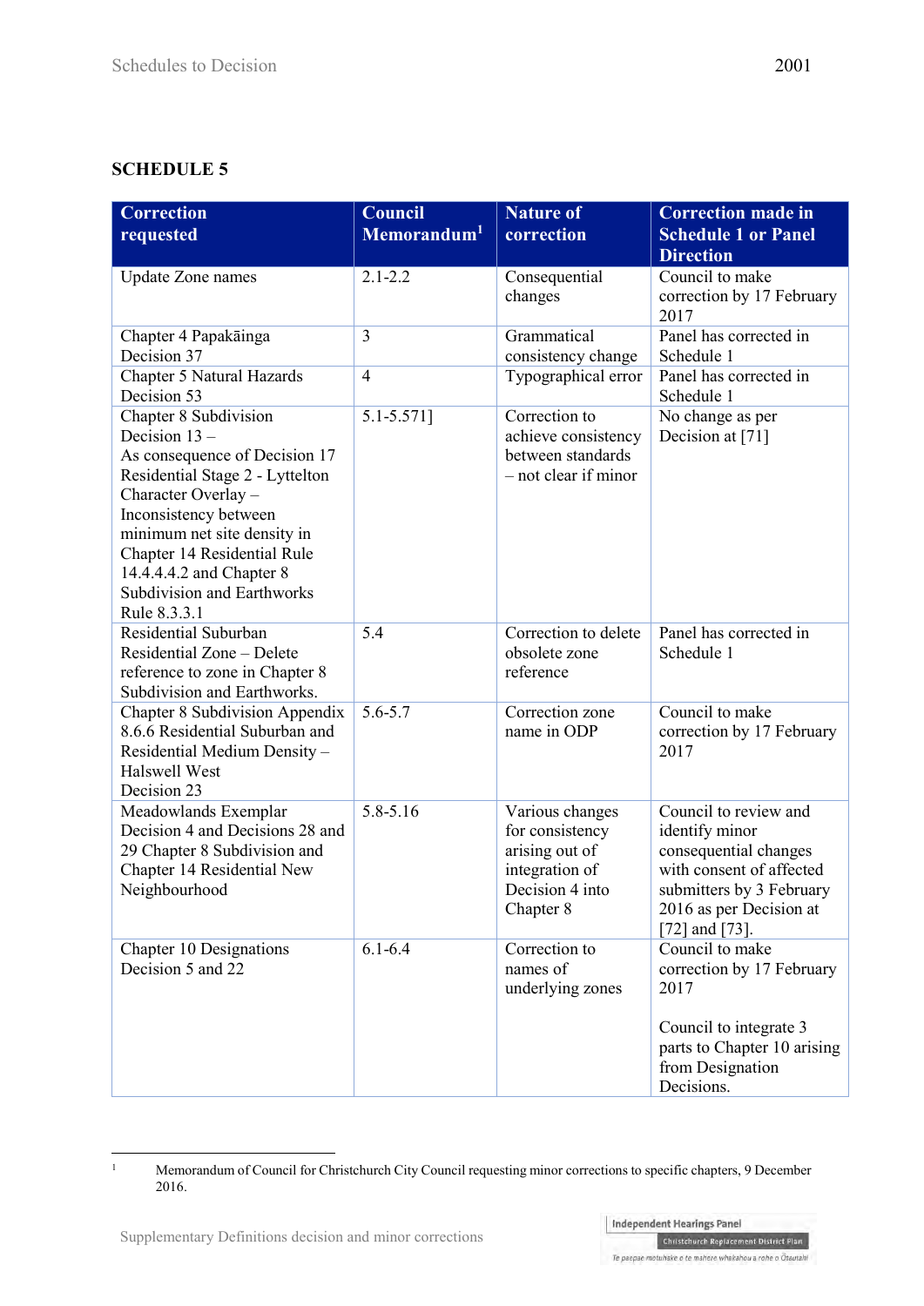## SCHEDULE 5

| Correction requested | Council Memorandum[1] | Nature of correction | Correction made in Schedule 1 or Panel Direction |
|---|---|---|---|
| Update Zone names | 2.1-2.2 | Consequential changes | Council to make correction by 17 February 2017 |
| Chapter 4 Papakāinga Decision 37 | 3 | Grammatical consistency change | Panel has corrected in Schedule 1 |
| Chapter 5 Natural Hazards Decision 53 | 4 | Typographical error | Panel has corrected in Schedule 1 |
| Chapter 8 Subdivision Decision 13 – As consequence of Decision 17 Residential Stage 2 - Lyttelton Character Overlay – Inconsistency between minimum net site density in Chapter 14 Residential Rule 14.4.4.4.2 and Chapter 8 Subdivision and Earthworks Rule 8.3.3.1 | 5.1-5.571] | Correction to achieve consistency between standards – not clear if minor | No change as per Decision at [71] |
| Residential Suburban Residential Zone – Delete reference to zone in Chapter 8 Subdivision and Earthworks. | 5.4 | Correction to delete obsolete zone reference | Panel has corrected in Schedule 1 |
| Chapter 8 Subdivision Appendix 8.6.6 Residential Suburban and Residential Medium Density – Halswell West Decision 23 | 5.6-5.7 | Correction zone name in ODP | Council to make correction by 17 February 2017 |
| Meadowlands Exemplar Decision 4 and Decisions 28 and 29 Chapter 8 Subdivision and Chapter 14 Residential New Neighbourhood | 5.8-5.16 | Various changes for consistency arising out of integration of Decision 4 into Chapter 8 | Council to review and identify minor consequential changes with consent of affected submitters by 3 February 2016 as per Decision at [72] and [73]. |
| Chapter 10 Designations Decision 5 and 22 | 6.1-6.4 | Correction to names of underlying zones | Council to make correction by 17 February 2017<br><br>Council to integrate 3 parts to Chapter 10 arising from Designation Decisions. |

[1] Memorandum of Council for Christchurch City Council requesting minor corrections to specific chapters, 9 December 2016.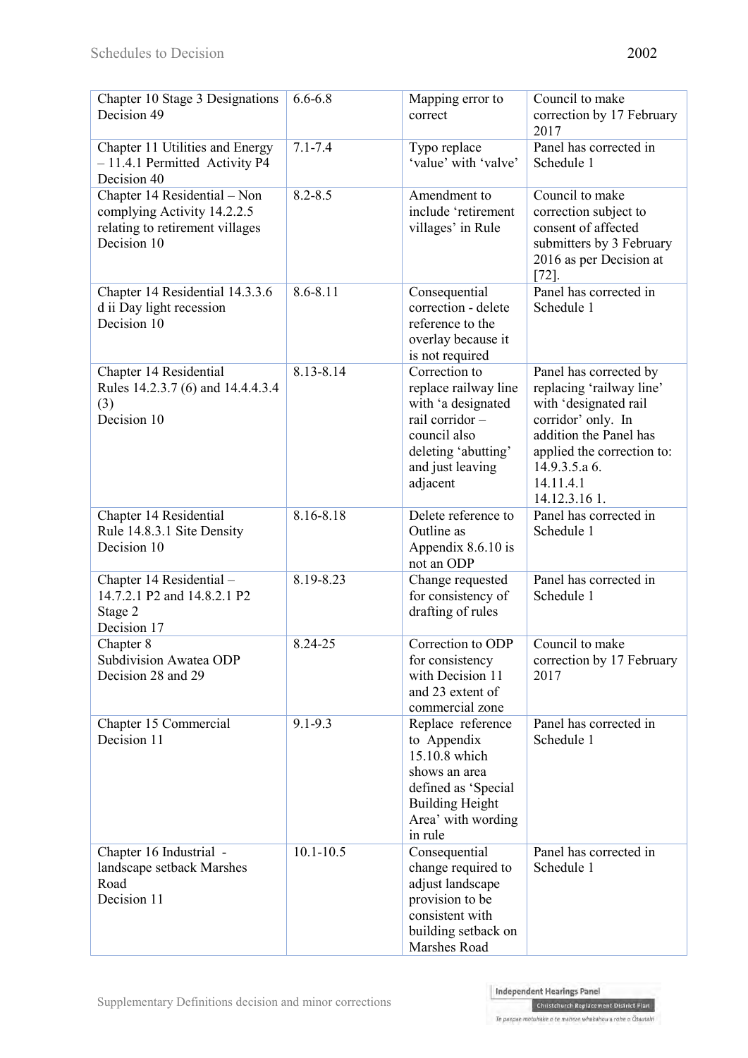| Chapter 10 Stage 3 Designations Decision 49 | 6.6-6.8 | Mapping error to correct | Council to make correction by 17 February 2017 |
|---|---|---|---|
| Chapter 11 Utilities and Energy – 11.4.1 Permitted Activity P4 Decision 40 | 7.1-7.4 | Typo replace 'value' with 'valve' | Panel has corrected in Schedule 1 |
| Chapter 14 Residential – Non complying Activity 14.2.2.5 relating to retirement villages Decision 10 | 8.2-8.5 | Amendment to include 'retirement villages' in Rule | Council to make correction subject to consent of affected submitters by 3 February 2016 as per Decision at [72]. |
| Chapter 14 Residential 14.3.3.6 d ii Day light recession Decision 10 | 8.6-8.11 | Consequential correction - delete reference to the overlay because it is not required | Panel has corrected in Schedule 1 |
| Chapter 14 Residential Rules 14.2.3.7 (6) and 14.4.4.3.4 (3) Decision 10 | 8.13-8.14 | Correction to replace railway line with 'a designated rail corridor – council also deleting 'abutting' and just leaving adjacent | Panel has corrected by replacing 'railway line' with 'designated rail corridor' only. In addition the Panel has applied the correction to: 14.9.3.5.a 6. 14.11.4.1 14.12.3.16 1. |
| Chapter 14 Residential Rule 14.8.3.1 Site Density Decision 10 | 8.16-8.18 | Delete reference to Outline as Appendix 8.6.10 is not an ODP | Panel has corrected in Schedule 1 |
| Chapter 14 Residential – 14.7.2.1 P2 and 14.8.2.1 P2 Stage 2 Decision 17 | 8.19-8.23 | Change requested for consistency of drafting of rules | Panel has corrected in Schedule 1 |
| Chapter 8 Subdivision Awatea ODP Decision 28 and 29 | 8.24-25 | Correction to ODP for consistency with Decision 11 and 23 extent of commercial zone | Council to make correction by 17 February 2017 |
| Chapter 15 Commercial Decision 11 | 9.1-9.3 | Replace reference to Appendix 15.10.8 which shows an area defined as 'Special Building Height Area' with wording in rule | Panel has corrected in Schedule 1 |
| Chapter 16 Industrial - landscape setback Marshes Road Decision 11 | 10.1-10.5 | Consequential change required to adjust landscape provision to be consistent with building setback on Marshes Road | Panel has corrected in Schedule 1 |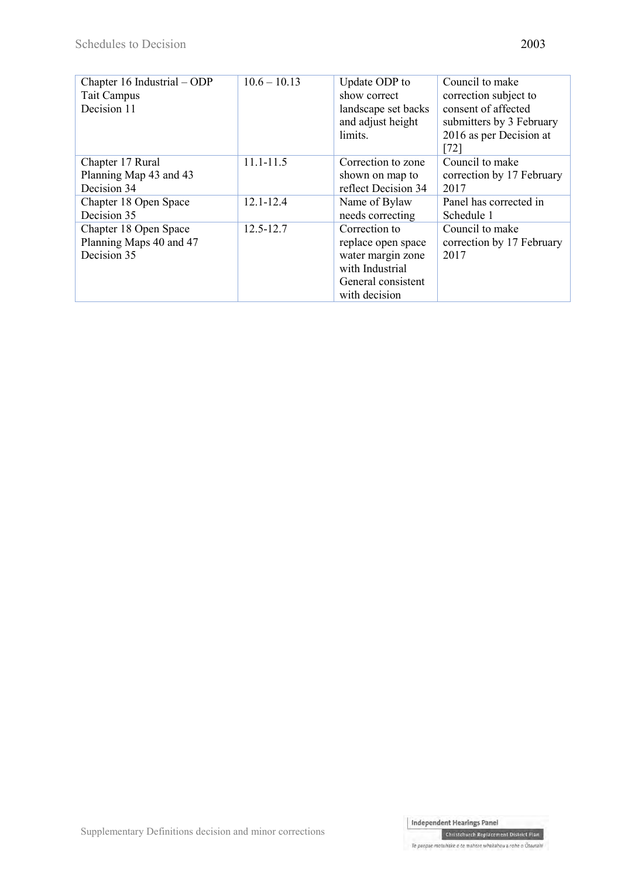| | | | |
|---|---|---|---|
| Chapter 16 Industrial – ODP Tait Campus Decision 11 | 10.6 – 10.13 | Update ODP to show correct landscape set backs and adjust height limits. | Council to make correction subject to consent of affected submitters by 3 February 2016 as per Decision at [72] |
| Chapter 17 Rural Planning Map 43 and 43 Decision 34 | 11.1-11.5 | Correction to zone shown on map to reflect Decision 34 | Council to make correction by 17 February 2017 |
| Chapter 18 Open Space Decision 35 | 12.1-12.4 | Name of Bylaw needs correcting | Panel has corrected in Schedule 1 |
| Chapter 18 Open Space Planning Maps 40 and 47 Decision 35 | 12.5-12.7 | Correction to replace open space water margin zone with Industrial General consistent with decision | Council to make correction by 17 February 2017 |